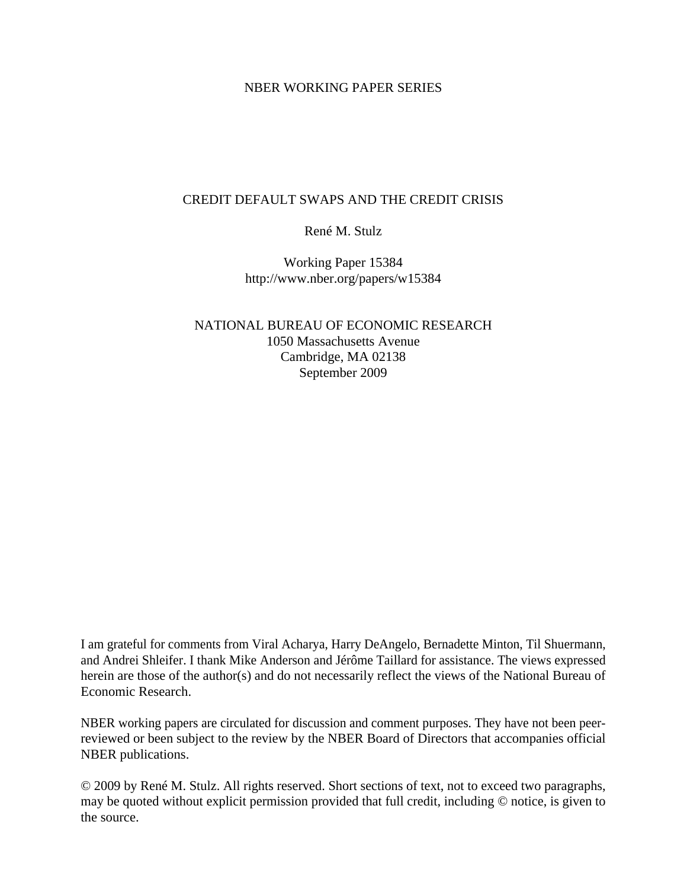NBER WORKING PAPER SERIES

# CREDIT DEFAULT SWAPS AND THE CREDIT CRISIS

René M. Stulz

Working Paper 15384
http://www.nber.org/papers/w15384

NATIONAL BUREAU OF ECONOMIC RESEARCH
1050 Massachusetts Avenue
Cambridge, MA 02138
September 2009

I am grateful for comments from Viral Acharya, Harry DeAngelo, Bernadette Minton, Til Shuermann, and Andrei Shleifer. I thank Mike Anderson and Jérôme Taillard for assistance. The views expressed herein are those of the author(s) and do not necessarily reflect the views of the National Bureau of Economic Research.

NBER working papers are circulated for discussion and comment purposes. They have not been peer-reviewed or been subject to the review by the NBER Board of Directors that accompanies official NBER publications.

© 2009 by René M. Stulz. All rights reserved. Short sections of text, not to exceed two paragraphs, may be quoted without explicit permission provided that full credit, including © notice, is given to the source.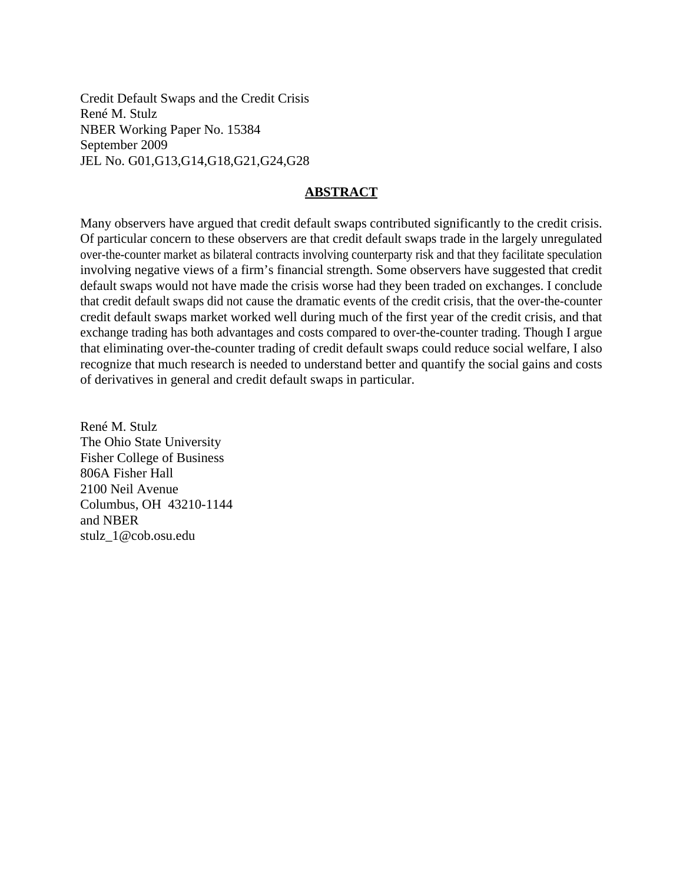Credit Default Swaps and the Credit Crisis
René M. Stulz
NBER Working Paper No. 15384
September 2009
JEL No. G01,G13,G14,G18,G21,G24,G28

## ABSTRACT

Many observers have argued that credit default swaps contributed significantly to the credit crisis. Of particular concern to these observers are that credit default swaps trade in the largely unregulated over-the-counter market as bilateral contracts involving counterparty risk and that they facilitate speculation involving negative views of a firm's financial strength. Some observers have suggested that credit default swaps would not have made the crisis worse had they been traded on exchanges. I conclude that credit default swaps did not cause the dramatic events of the credit crisis, that the over-the-counter credit default swaps market worked well during much of the first year of the credit crisis, and that exchange trading has both advantages and costs compared to over-the-counter trading. Though I argue that eliminating over-the-counter trading of credit default swaps could reduce social welfare, I also recognize that much research is needed to understand better and quantify the social gains and costs of derivatives in general and credit default swaps in particular.

René M. Stulz
The Ohio State University
Fisher College of Business
806A Fisher Hall
2100 Neil Avenue
Columbus, OH 43210-1144
and NBER
stulz_1@cob.osu.edu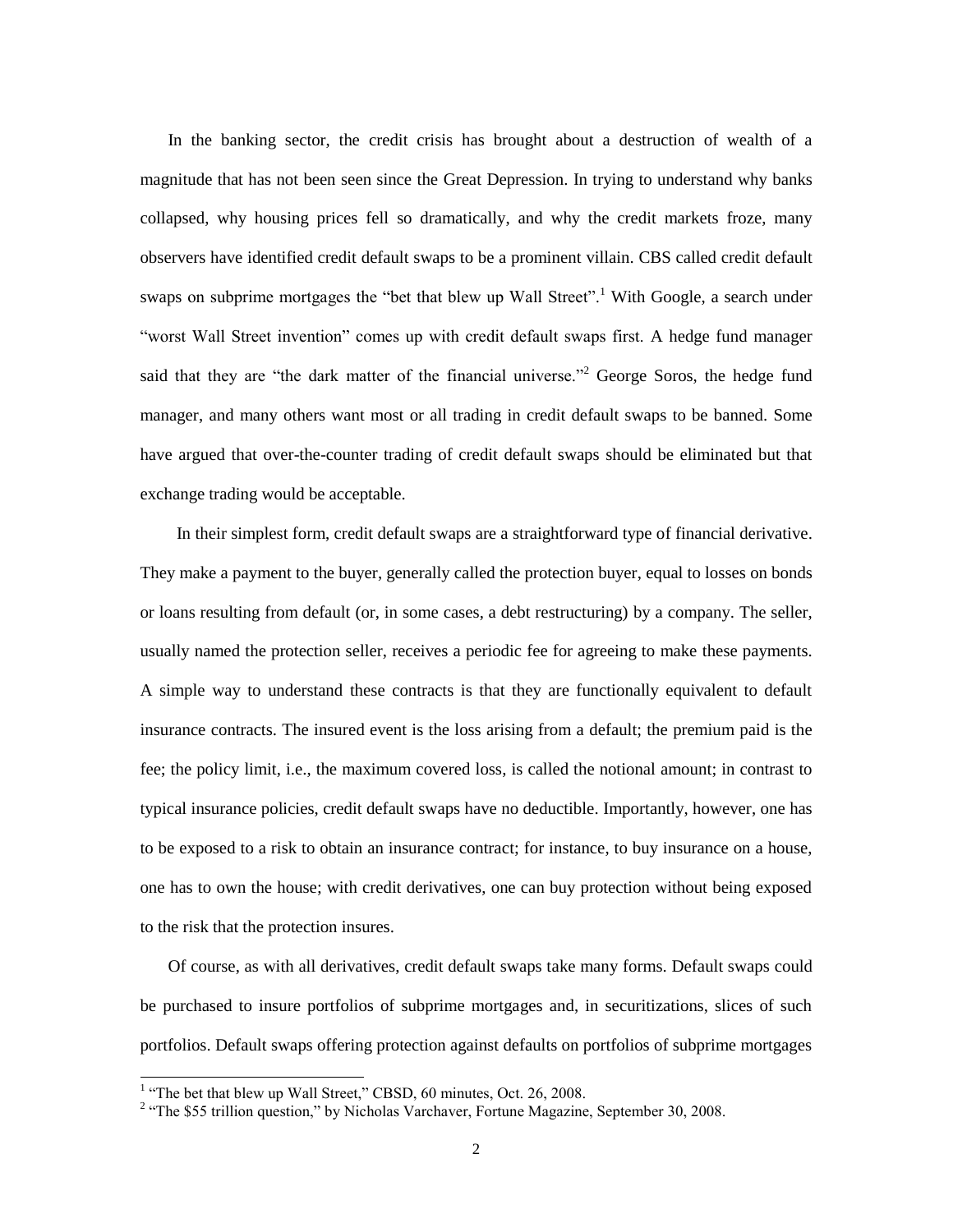In the banking sector, the credit crisis has brought about a destruction of wealth of a magnitude that has not been seen since the Great Depression. In trying to understand why banks collapsed, why housing prices fell so dramatically, and why the credit markets froze, many observers have identified credit default swaps to be a prominent villain. CBS called credit default swaps on subprime mortgages the "bet that blew up Wall Street".[1] With Google, a search under "worst Wall Street invention" comes up with credit default swaps first. A hedge fund manager said that they are "the dark matter of the financial universe."[2] George Soros, the hedge fund manager, and many others want most or all trading in credit default swaps to be banned. Some have argued that over-the-counter trading of credit default swaps should be eliminated but that exchange trading would be acceptable.

In their simplest form, credit default swaps are a straightforward type of financial derivative. They make a payment to the buyer, generally called the protection buyer, equal to losses on bonds or loans resulting from default (or, in some cases, a debt restructuring) by a company. The seller, usually named the protection seller, receives a periodic fee for agreeing to make these payments. A simple way to understand these contracts is that they are functionally equivalent to default insurance contracts. The insured event is the loss arising from a default; the premium paid is the fee; the policy limit, i.e., the maximum covered loss, is called the notional amount; in contrast to typical insurance policies, credit default swaps have no deductible. Importantly, however, one has to be exposed to a risk to obtain an insurance contract; for instance, to buy insurance on a house, one has to own the house; with credit derivatives, one can buy protection without being exposed to the risk that the protection insures.

Of course, as with all derivatives, credit default swaps take many forms. Default swaps could be purchased to insure portfolios of subprime mortgages and, in securitizations, slices of such portfolios. Default swaps offering protection against defaults on portfolios of subprime mortgages

[1] "The bet that blew up Wall Street," CBSD, 60 minutes, Oct. 26, 2008.

[2] "The $55 trillion question," by Nicholas Varchaver, Fortune Magazine, September 30, 2008.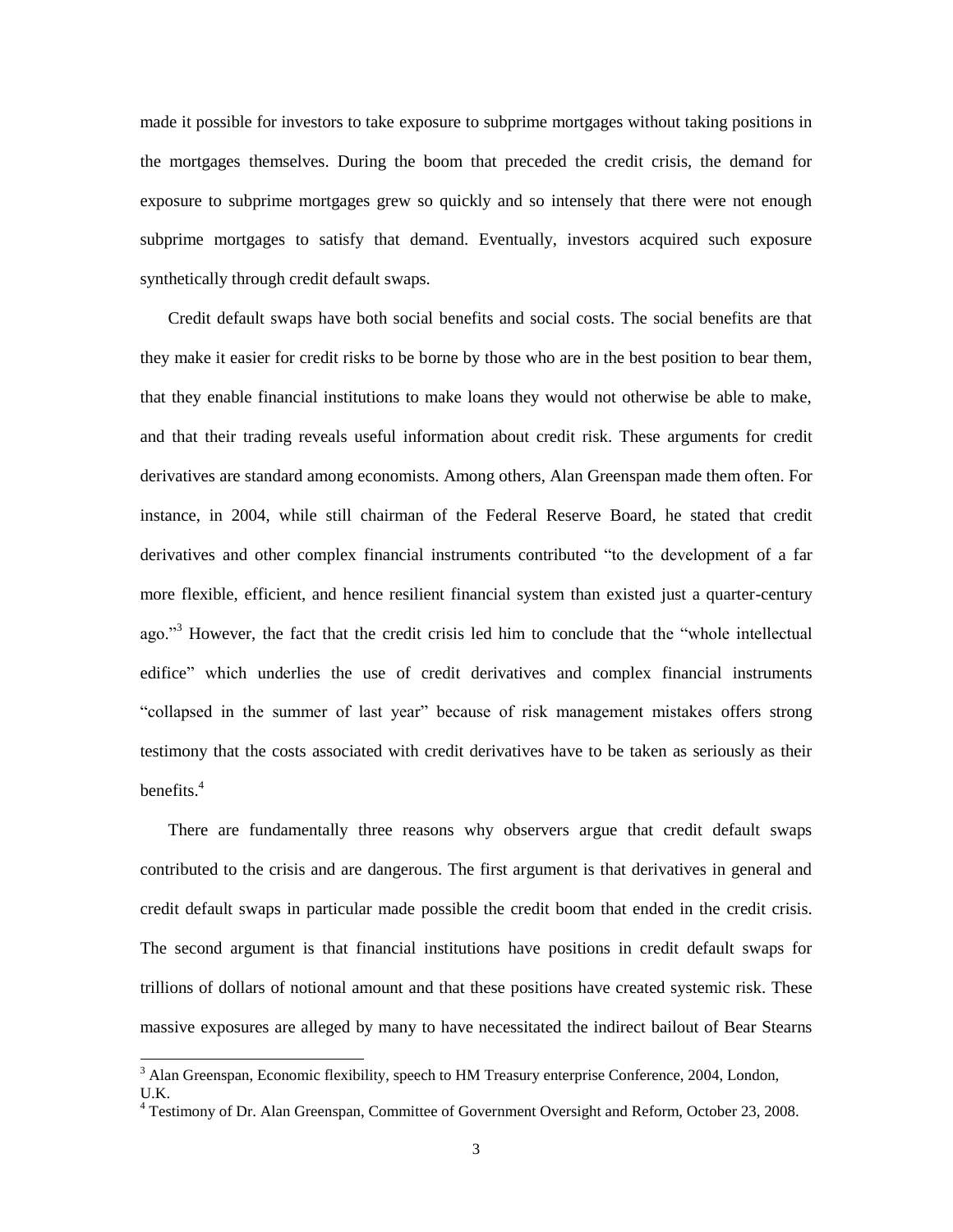made it possible for investors to take exposure to subprime mortgages without taking positions in the mortgages themselves. During the boom that preceded the credit crisis, the demand for exposure to subprime mortgages grew so quickly and so intensely that there were not enough subprime mortgages to satisfy that demand. Eventually, investors acquired such exposure synthetically through credit default swaps.

Credit default swaps have both social benefits and social costs. The social benefits are that they make it easier for credit risks to be borne by those who are in the best position to bear them, that they enable financial institutions to make loans they would not otherwise be able to make, and that their trading reveals useful information about credit risk. These arguments for credit derivatives are standard among economists. Among others, Alan Greenspan made them often. For instance, in 2004, while still chairman of the Federal Reserve Board, he stated that credit derivatives and other complex financial instruments contributed "to the development of a far more flexible, efficient, and hence resilient financial system than existed just a quarter-century ago."[3] However, the fact that the credit crisis led him to conclude that the "whole intellectual edifice" which underlies the use of credit derivatives and complex financial instruments "collapsed in the summer of last year" because of risk management mistakes offers strong testimony that the costs associated with credit derivatives have to be taken as seriously as their benefits.[4]

There are fundamentally three reasons why observers argue that credit default swaps contributed to the crisis and are dangerous. The first argument is that derivatives in general and credit default swaps in particular made possible the credit boom that ended in the credit crisis. The second argument is that financial institutions have positions in credit default swaps for trillions of dollars of notional amount and that these positions have created systemic risk. These massive exposures are alleged by many to have necessitated the indirect bailout of Bear Stearns

[3] Alan Greenspan, Economic flexibility, speech to HM Treasury enterprise Conference, 2004, London, U.K.

[4] Testimony of Dr. Alan Greenspan, Committee of Government Oversight and Reform, October 23, 2008.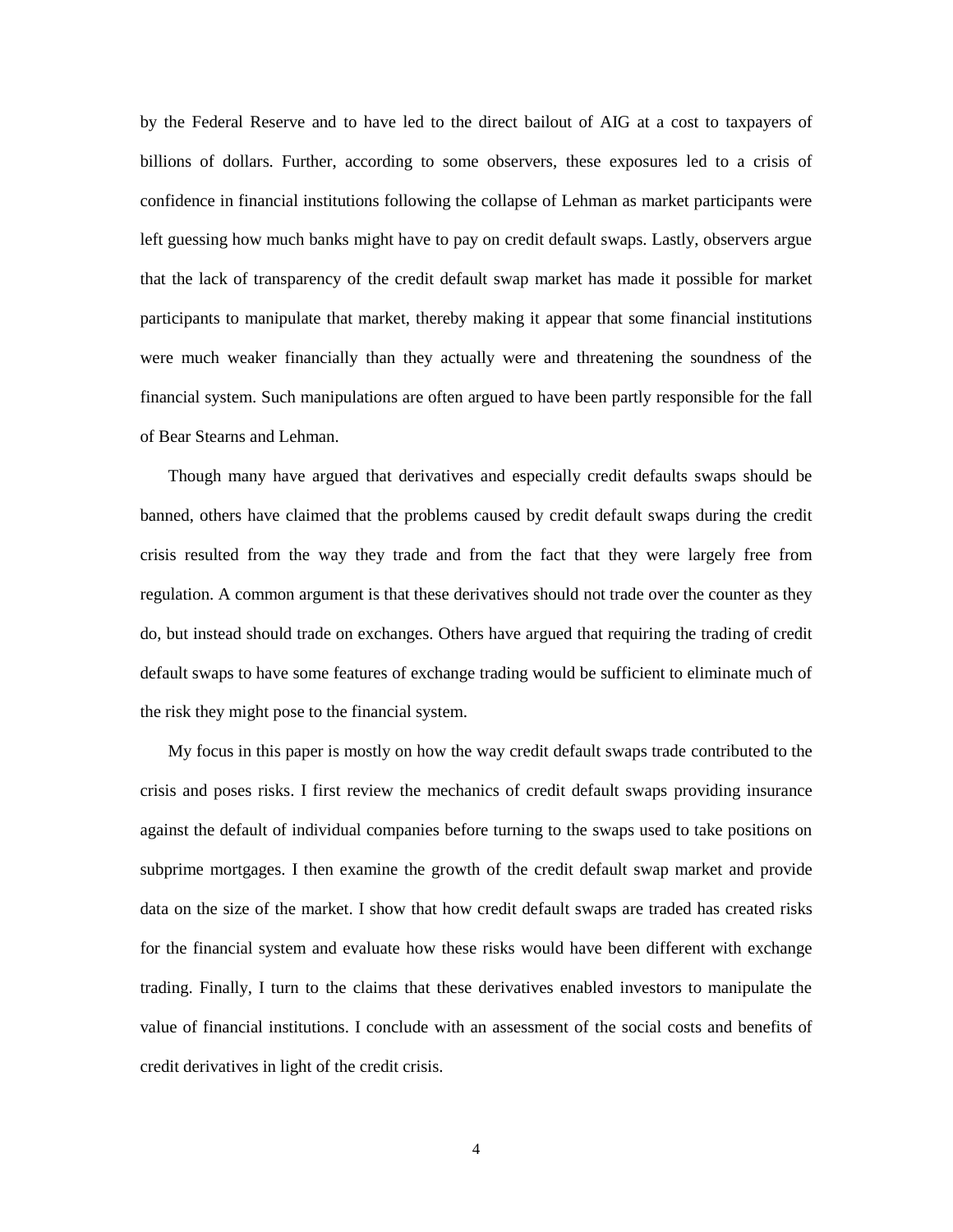by the Federal Reserve and to have led to the direct bailout of AIG at a cost to taxpayers of billions of dollars. Further, according to some observers, these exposures led to a crisis of confidence in financial institutions following the collapse of Lehman as market participants were left guessing how much banks might have to pay on credit default swaps. Lastly, observers argue that the lack of transparency of the credit default swap market has made it possible for market participants to manipulate that market, thereby making it appear that some financial institutions were much weaker financially than they actually were and threatening the soundness of the financial system. Such manipulations are often argued to have been partly responsible for the fall of Bear Stearns and Lehman.

Though many have argued that derivatives and especially credit defaults swaps should be banned, others have claimed that the problems caused by credit default swaps during the credit crisis resulted from the way they trade and from the fact that they were largely free from regulation. A common argument is that these derivatives should not trade over the counter as they do, but instead should trade on exchanges. Others have argued that requiring the trading of credit default swaps to have some features of exchange trading would be sufficient to eliminate much of the risk they might pose to the financial system.

My focus in this paper is mostly on how the way credit default swaps trade contributed to the crisis and poses risks. I first review the mechanics of credit default swaps providing insurance against the default of individual companies before turning to the swaps used to take positions on subprime mortgages. I then examine the growth of the credit default swap market and provide data on the size of the market. I show that how credit default swaps are traded has created risks for the financial system and evaluate how these risks would have been different with exchange trading. Finally, I turn to the claims that these derivatives enabled investors to manipulate the value of financial institutions. I conclude with an assessment of the social costs and benefits of credit derivatives in light of the credit crisis.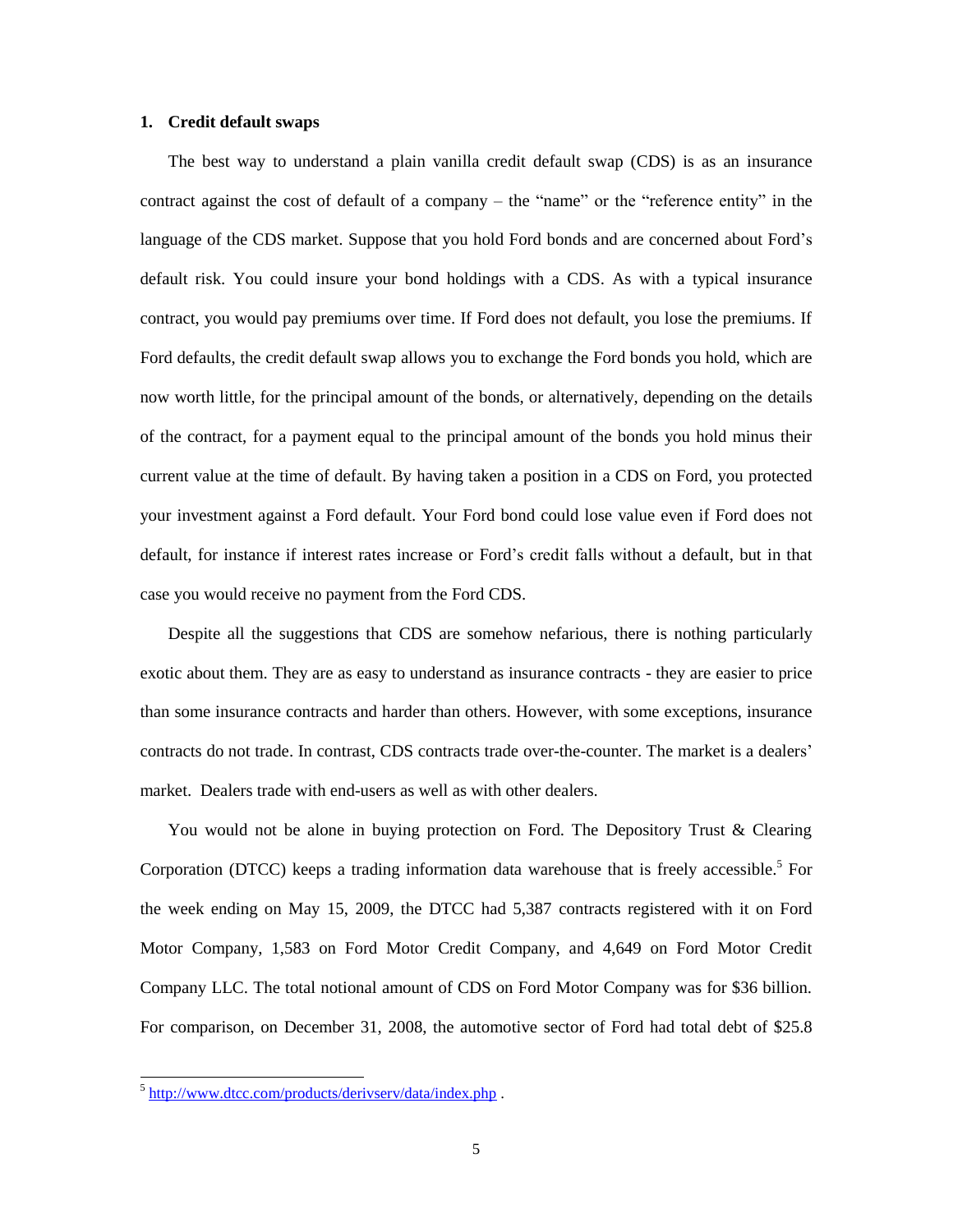## 1. Credit default swaps

The best way to understand a plain vanilla credit default swap (CDS) is as an insurance contract against the cost of default of a company – the "name" or the "reference entity" in the language of the CDS market. Suppose that you hold Ford bonds and are concerned about Ford's default risk. You could insure your bond holdings with a CDS. As with a typical insurance contract, you would pay premiums over time. If Ford does not default, you lose the premiums. If Ford defaults, the credit default swap allows you to exchange the Ford bonds you hold, which are now worth little, for the principal amount of the bonds, or alternatively, depending on the details of the contract, for a payment equal to the principal amount of the bonds you hold minus their current value at the time of default. By having taken a position in a CDS on Ford, you protected your investment against a Ford default. Your Ford bond could lose value even if Ford does not default, for instance if interest rates increase or Ford's credit falls without a default, but in that case you would receive no payment from the Ford CDS.

Despite all the suggestions that CDS are somehow nefarious, there is nothing particularly exotic about them. They are as easy to understand as insurance contracts - they are easier to price than some insurance contracts and harder than others. However, with some exceptions, insurance contracts do not trade. In contrast, CDS contracts trade over-the-counter. The market is a dealers' market. Dealers trade with end-users as well as with other dealers.

You would not be alone in buying protection on Ford. The Depository Trust & Clearing Corporation (DTCC) keeps a trading information data warehouse that is freely accessible.[5] For the week ending on May 15, 2009, the DTCC had 5,387 contracts registered with it on Ford Motor Company, 1,583 on Ford Motor Credit Company, and 4,649 on Ford Motor Credit Company LLC. The total notional amount of CDS on Ford Motor Company was for $36 billion. For comparison, on December 31, 2008, the automotive sector of Ford had total debt of $25.8

[5] http://www.dtcc.com/products/derivserv/data/index.php .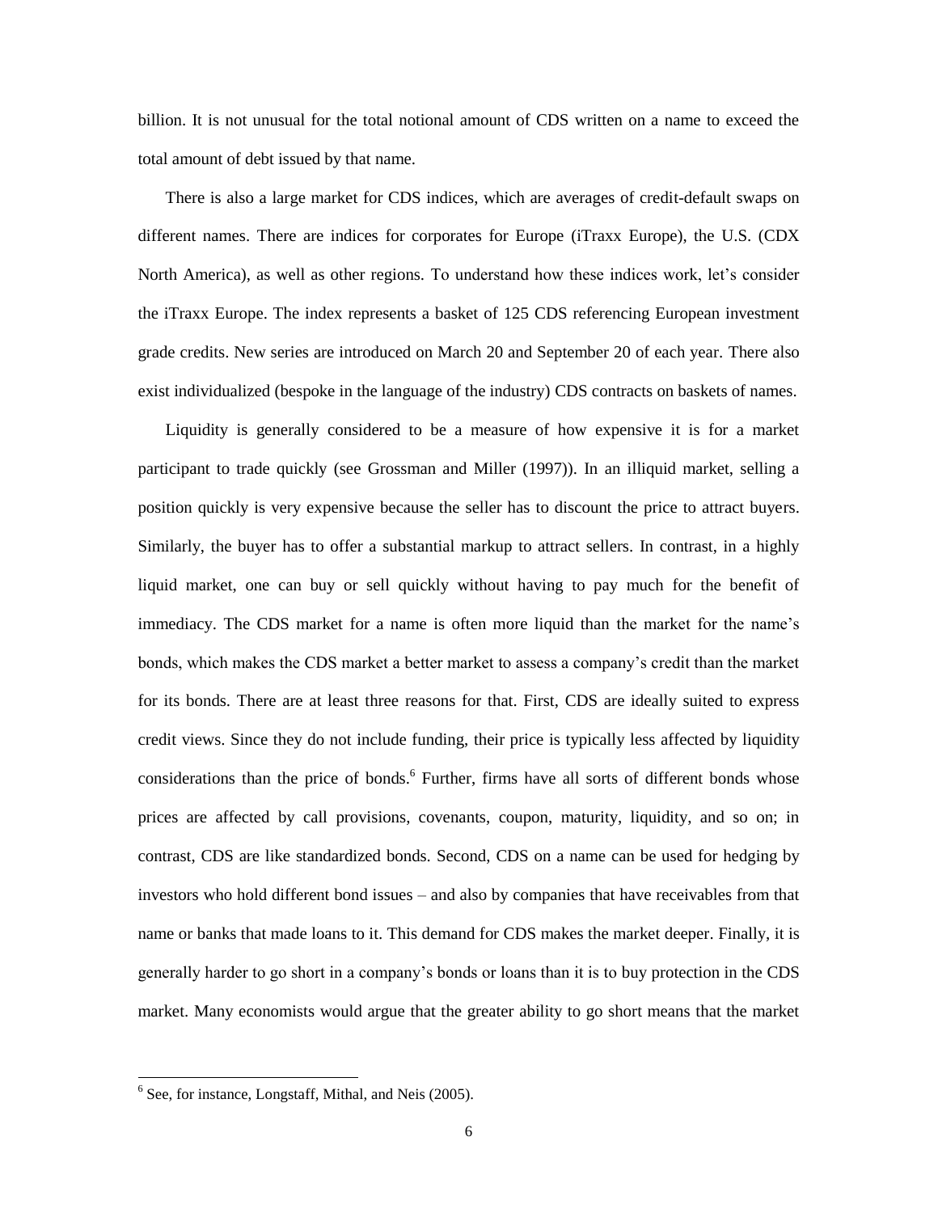billion. It is not unusual for the total notional amount of CDS written on a name to exceed the total amount of debt issued by that name.

There is also a large market for CDS indices, which are averages of credit-default swaps on different names. There are indices for corporates for Europe (iTraxx Europe), the U.S. (CDX North America), as well as other regions. To understand how these indices work, let's consider the iTraxx Europe. The index represents a basket of 125 CDS referencing European investment grade credits. New series are introduced on March 20 and September 20 of each year. There also exist individualized (bespoke in the language of the industry) CDS contracts on baskets of names.

Liquidity is generally considered to be a measure of how expensive it is for a market participant to trade quickly (see Grossman and Miller (1997)). In an illiquid market, selling a position quickly is very expensive because the seller has to discount the price to attract buyers. Similarly, the buyer has to offer a substantial markup to attract sellers. In contrast, in a highly liquid market, one can buy or sell quickly without having to pay much for the benefit of immediacy. The CDS market for a name is often more liquid than the market for the name's bonds, which makes the CDS market a better market to assess a company's credit than the market for its bonds. There are at least three reasons for that. First, CDS are ideally suited to express credit views. Since they do not include funding, their price is typically less affected by liquidity considerations than the price of bonds.[6] Further, firms have all sorts of different bonds whose prices are affected by call provisions, covenants, coupon, maturity, liquidity, and so on; in contrast, CDS are like standardized bonds. Second, CDS on a name can be used for hedging by investors who hold different bond issues – and also by companies that have receivables from that name or banks that made loans to it. This demand for CDS makes the market deeper. Finally, it is generally harder to go short in a company's bonds or loans than it is to buy protection in the CDS market. Many economists would argue that the greater ability to go short means that the market

[6] See, for instance, Longstaff, Mithal, and Neis (2005).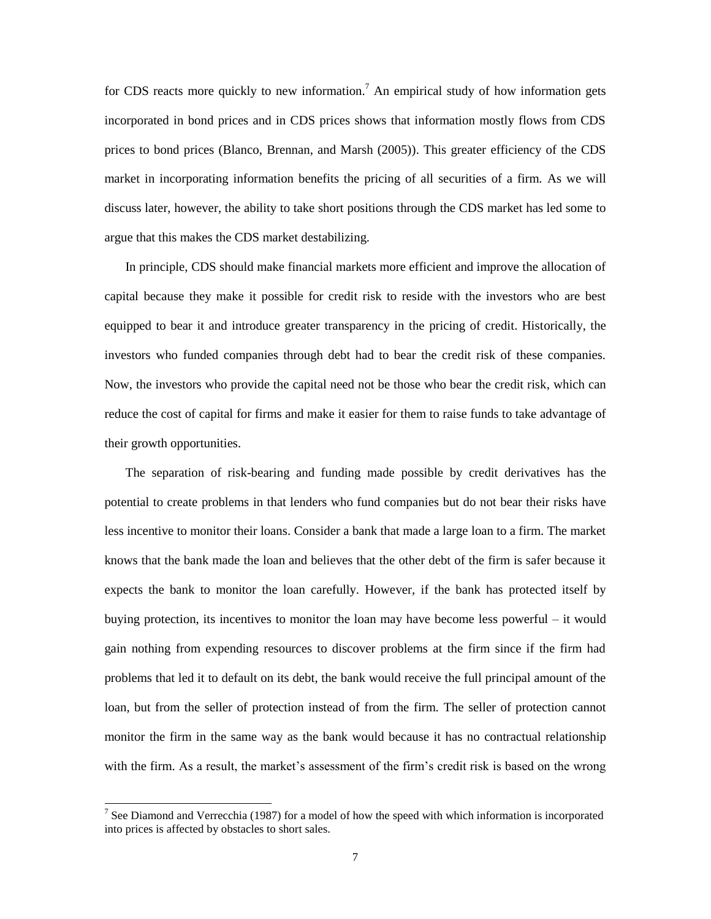for CDS reacts more quickly to new information.[7] An empirical study of how information gets incorporated in bond prices and in CDS prices shows that information mostly flows from CDS prices to bond prices (Blanco, Brennan, and Marsh (2005)). This greater efficiency of the CDS market in incorporating information benefits the pricing of all securities of a firm. As we will discuss later, however, the ability to take short positions through the CDS market has led some to argue that this makes the CDS market destabilizing.

In principle, CDS should make financial markets more efficient and improve the allocation of capital because they make it possible for credit risk to reside with the investors who are best equipped to bear it and introduce greater transparency in the pricing of credit. Historically, the investors who funded companies through debt had to bear the credit risk of these companies. Now, the investors who provide the capital need not be those who bear the credit risk, which can reduce the cost of capital for firms and make it easier for them to raise funds to take advantage of their growth opportunities.

The separation of risk-bearing and funding made possible by credit derivatives has the potential to create problems in that lenders who fund companies but do not bear their risks have less incentive to monitor their loans. Consider a bank that made a large loan to a firm. The market knows that the bank made the loan and believes that the other debt of the firm is safer because it expects the bank to monitor the loan carefully. However, if the bank has protected itself by buying protection, its incentives to monitor the loan may have become less powerful – it would gain nothing from expending resources to discover problems at the firm since if the firm had problems that led it to default on its debt, the bank would receive the full principal amount of the loan, but from the seller of protection instead of from the firm. The seller of protection cannot monitor the firm in the same way as the bank would because it has no contractual relationship with the firm. As a result, the market's assessment of the firm's credit risk is based on the wrong

[7] See Diamond and Verrecchia (1987) for a model of how the speed with which information is incorporated into prices is affected by obstacles to short sales.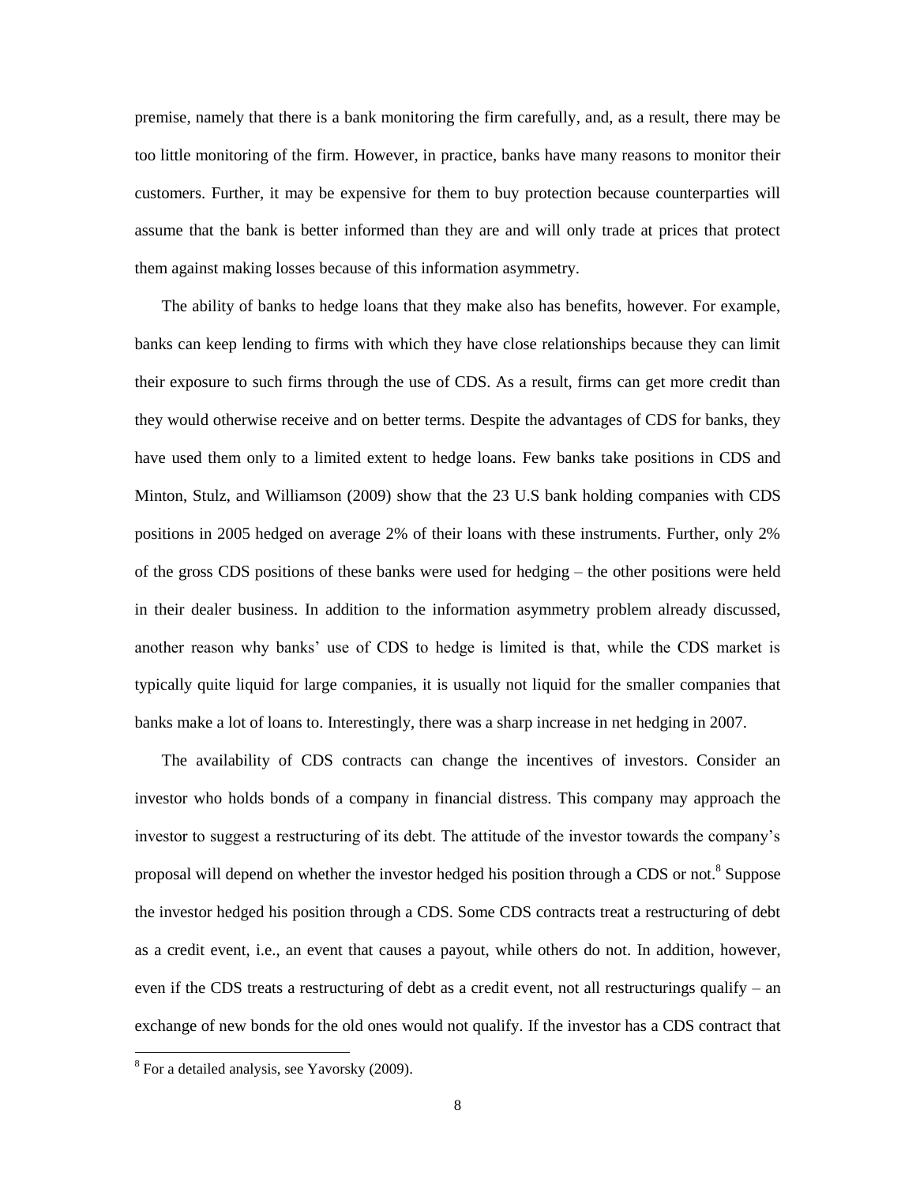premise, namely that there is a bank monitoring the firm carefully, and, as a result, there may be too little monitoring of the firm. However, in practice, banks have many reasons to monitor their customers. Further, it may be expensive for them to buy protection because counterparties will assume that the bank is better informed than they are and will only trade at prices that protect them against making losses because of this information asymmetry.

The ability of banks to hedge loans that they make also has benefits, however. For example, banks can keep lending to firms with which they have close relationships because they can limit their exposure to such firms through the use of CDS. As a result, firms can get more credit than they would otherwise receive and on better terms. Despite the advantages of CDS for banks, they have used them only to a limited extent to hedge loans. Few banks take positions in CDS and Minton, Stulz, and Williamson (2009) show that the 23 U.S bank holding companies with CDS positions in 2005 hedged on average 2% of their loans with these instruments. Further, only 2% of the gross CDS positions of these banks were used for hedging – the other positions were held in their dealer business. In addition to the information asymmetry problem already discussed, another reason why banks' use of CDS to hedge is limited is that, while the CDS market is typically quite liquid for large companies, it is usually not liquid for the smaller companies that banks make a lot of loans to. Interestingly, there was a sharp increase in net hedging in 2007.

The availability of CDS contracts can change the incentives of investors. Consider an investor who holds bonds of a company in financial distress. This company may approach the investor to suggest a restructuring of its debt. The attitude of the investor towards the company's proposal will depend on whether the investor hedged his position through a CDS or not.[8] Suppose the investor hedged his position through a CDS. Some CDS contracts treat a restructuring of debt as a credit event, i.e., an event that causes a payout, while others do not. In addition, however, even if the CDS treats a restructuring of debt as a credit event, not all restructurings qualify – an exchange of new bonds for the old ones would not qualify. If the investor has a CDS contract that

[8] For a detailed analysis, see Yavorsky (2009).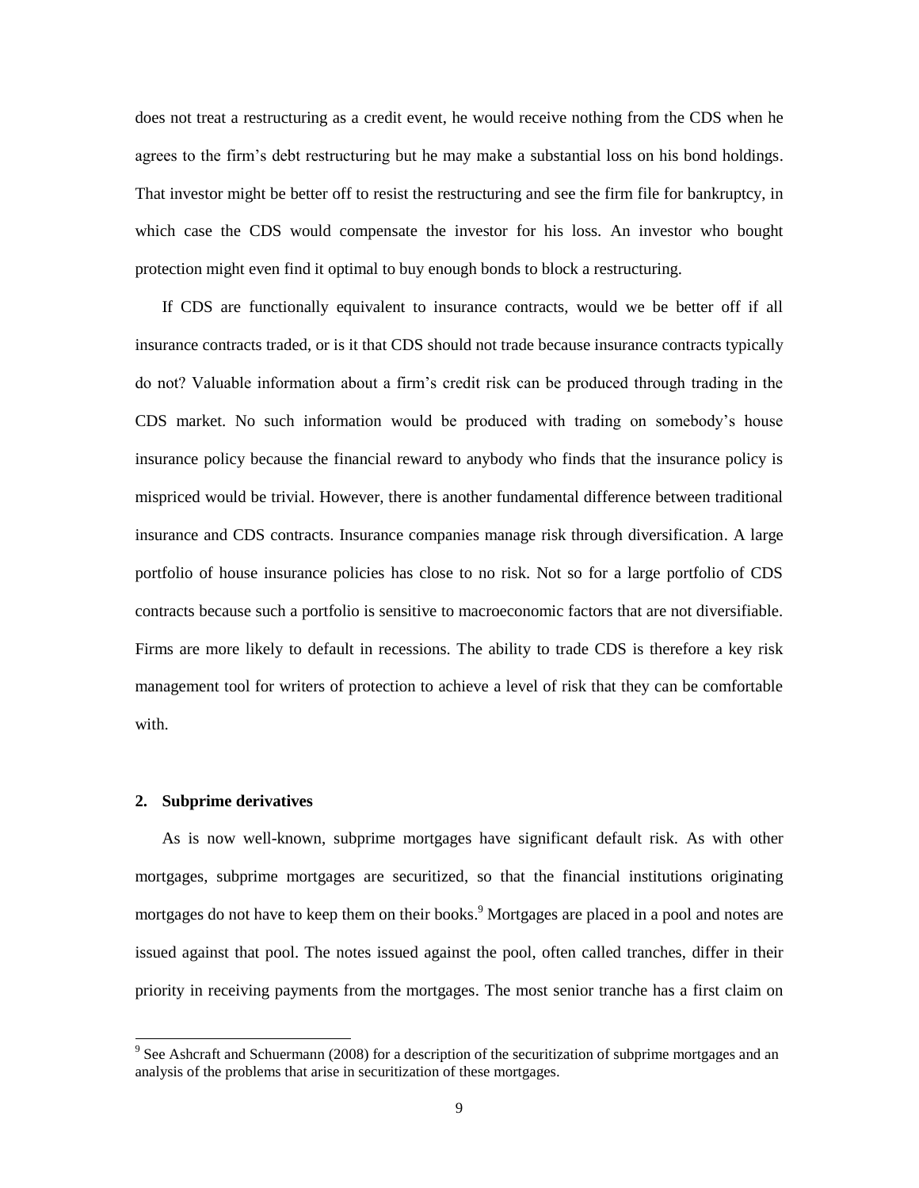does not treat a restructuring as a credit event, he would receive nothing from the CDS when he agrees to the firm's debt restructuring but he may make a substantial loss on his bond holdings. That investor might be better off to resist the restructuring and see the firm file for bankruptcy, in which case the CDS would compensate the investor for his loss. An investor who bought protection might even find it optimal to buy enough bonds to block a restructuring.

If CDS are functionally equivalent to insurance contracts, would we be better off if all insurance contracts traded, or is it that CDS should not trade because insurance contracts typically do not? Valuable information about a firm's credit risk can be produced through trading in the CDS market. No such information would be produced with trading on somebody's house insurance policy because the financial reward to anybody who finds that the insurance policy is mispriced would be trivial. However, there is another fundamental difference between traditional insurance and CDS contracts. Insurance companies manage risk through diversification. A large portfolio of house insurance policies has close to no risk. Not so for a large portfolio of CDS contracts because such a portfolio is sensitive to macroeconomic factors that are not diversifiable. Firms are more likely to default in recessions. The ability to trade CDS is therefore a key risk management tool for writers of protection to achieve a level of risk that they can be comfortable with.

## 2. Subprime derivatives

As is now well-known, subprime mortgages have significant default risk. As with other mortgages, subprime mortgages are securitized, so that the financial institutions originating mortgages do not have to keep them on their books.[9] Mortgages are placed in a pool and notes are issued against that pool. The notes issued against the pool, often called tranches, differ in their priority in receiving payments from the mortgages. The most senior tranche has a first claim on

[9] See Ashcraft and Schuermann (2008) for a description of the securitization of subprime mortgages and an analysis of the problems that arise in securitization of these mortgages.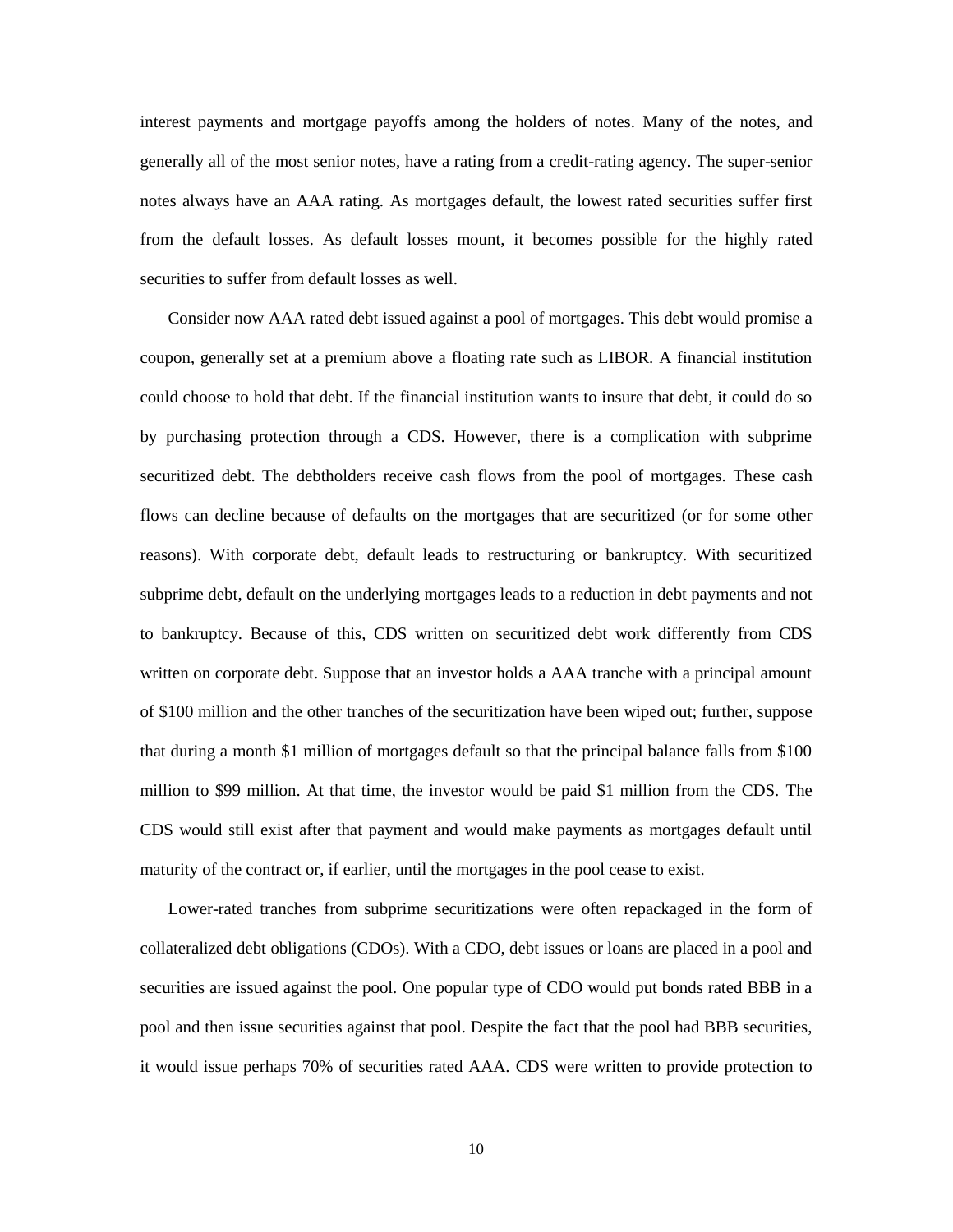interest payments and mortgage payoffs among the holders of notes. Many of the notes, and generally all of the most senior notes, have a rating from a credit-rating agency. The super-senior notes always have an AAA rating. As mortgages default, the lowest rated securities suffer first from the default losses. As default losses mount, it becomes possible for the highly rated securities to suffer from default losses as well.

Consider now AAA rated debt issued against a pool of mortgages. This debt would promise a coupon, generally set at a premium above a floating rate such as LIBOR. A financial institution could choose to hold that debt. If the financial institution wants to insure that debt, it could do so by purchasing protection through a CDS. However, there is a complication with subprime securitized debt. The debtholders receive cash flows from the pool of mortgages. These cash flows can decline because of defaults on the mortgages that are securitized (or for some other reasons). With corporate debt, default leads to restructuring or bankruptcy. With securitized subprime debt, default on the underlying mortgages leads to a reduction in debt payments and not to bankruptcy. Because of this, CDS written on securitized debt work differently from CDS written on corporate debt. Suppose that an investor holds a AAA tranche with a principal amount of $100 million and the other tranches of the securitization have been wiped out; further, suppose that during a month $1 million of mortgages default so that the principal balance falls from $100 million to $99 million. At that time, the investor would be paid $1 million from the CDS. The CDS would still exist after that payment and would make payments as mortgages default until maturity of the contract or, if earlier, until the mortgages in the pool cease to exist.

Lower-rated tranches from subprime securitizations were often repackaged in the form of collateralized debt obligations (CDOs). With a CDO, debt issues or loans are placed in a pool and securities are issued against the pool. One popular type of CDO would put bonds rated BBB in a pool and then issue securities against that pool. Despite the fact that the pool had BBB securities, it would issue perhaps 70% of securities rated AAA. CDS were written to provide protection to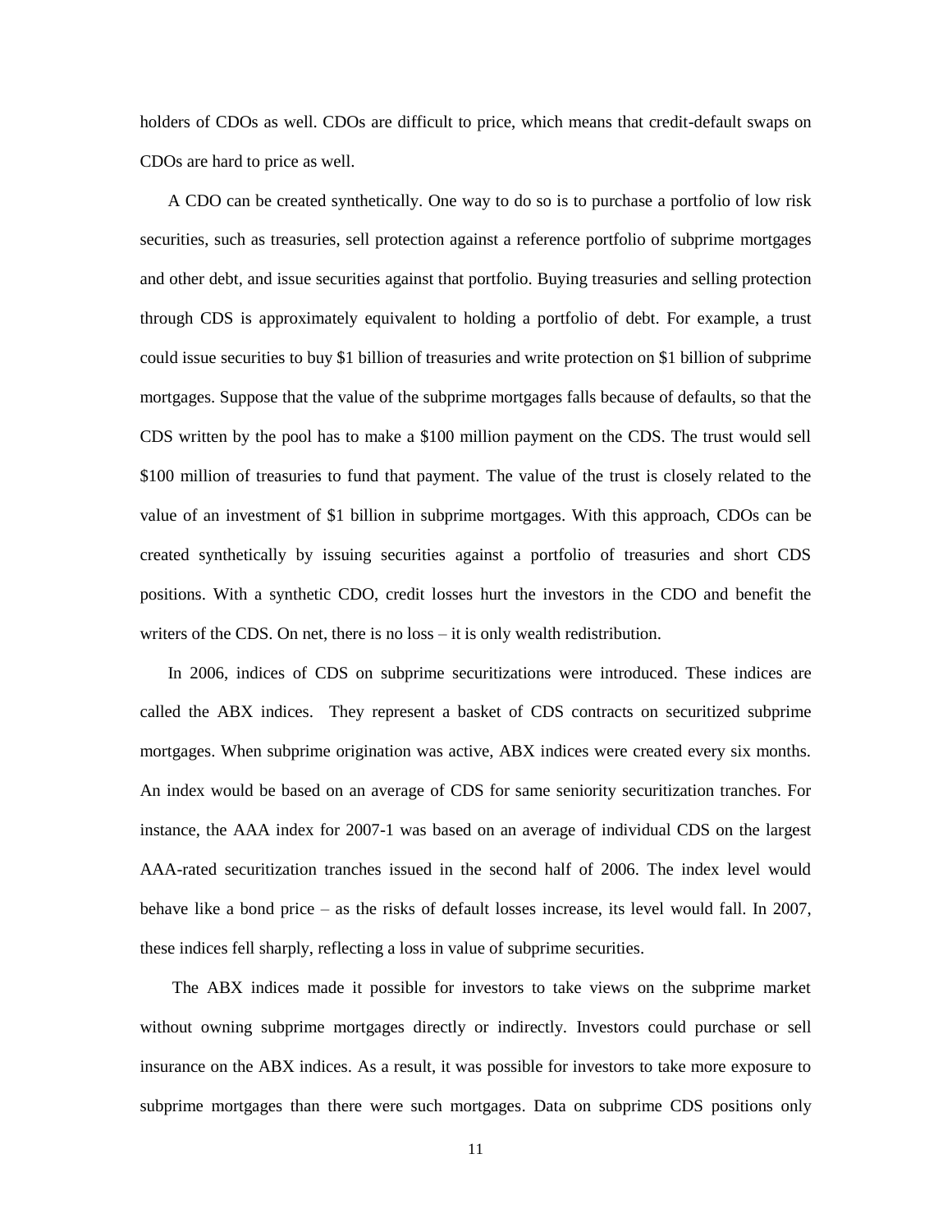holders of CDOs as well. CDOs are difficult to price, which means that credit-default swaps on CDOs are hard to price as well.

A CDO can be created synthetically. One way to do so is to purchase a portfolio of low risk securities, such as treasuries, sell protection against a reference portfolio of subprime mortgages and other debt, and issue securities against that portfolio. Buying treasuries and selling protection through CDS is approximately equivalent to holding a portfolio of debt. For example, a trust could issue securities to buy $1 billion of treasuries and write protection on $1 billion of subprime mortgages. Suppose that the value of the subprime mortgages falls because of defaults, so that the CDS written by the pool has to make a $100 million payment on the CDS. The trust would sell $100 million of treasuries to fund that payment. The value of the trust is closely related to the value of an investment of $1 billion in subprime mortgages. With this approach, CDOs can be created synthetically by issuing securities against a portfolio of treasuries and short CDS positions. With a synthetic CDO, credit losses hurt the investors in the CDO and benefit the writers of the CDS. On net, there is no loss – it is only wealth redistribution.

In 2006, indices of CDS on subprime securitizations were introduced. These indices are called the ABX indices. They represent a basket of CDS contracts on securitized subprime mortgages. When subprime origination was active, ABX indices were created every six months. An index would be based on an average of CDS for same seniority securitization tranches. For instance, the AAA index for 2007-1 was based on an average of individual CDS on the largest AAA-rated securitization tranches issued in the second half of 2006. The index level would behave like a bond price – as the risks of default losses increase, its level would fall. In 2007, these indices fell sharply, reflecting a loss in value of subprime securities.

The ABX indices made it possible for investors to take views on the subprime market without owning subprime mortgages directly or indirectly. Investors could purchase or sell insurance on the ABX indices. As a result, it was possible for investors to take more exposure to subprime mortgages than there were such mortgages. Data on subprime CDS positions only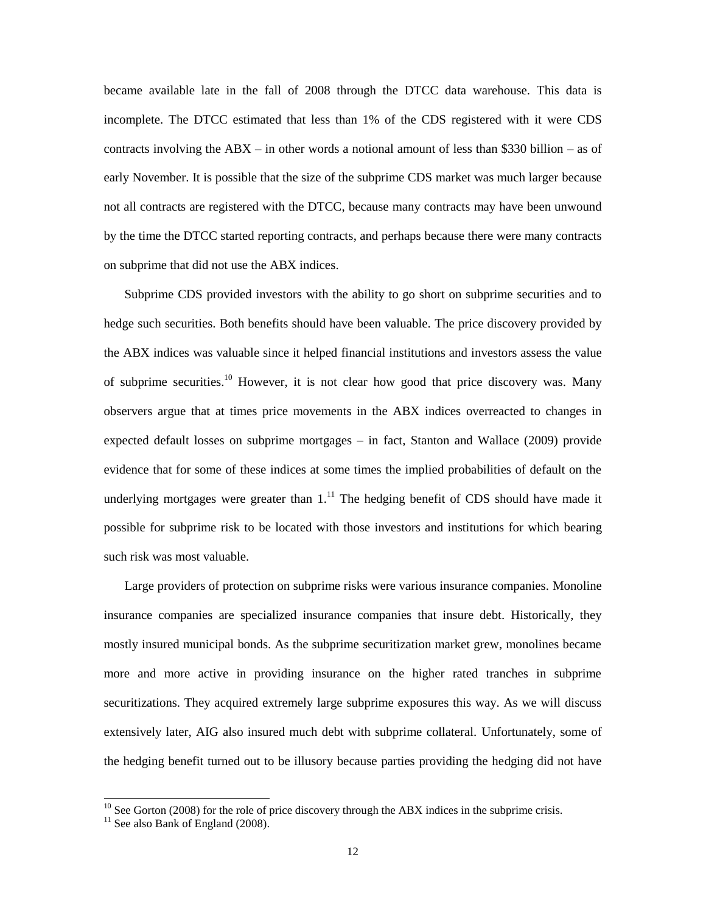became available late in the fall of 2008 through the DTCC data warehouse. This data is incomplete. The DTCC estimated that less than 1% of the CDS registered with it were CDS contracts involving the ABX – in other words a notional amount of less than $330 billion – as of early November. It is possible that the size of the subprime CDS market was much larger because not all contracts are registered with the DTCC, because many contracts may have been unwound by the time the DTCC started reporting contracts, and perhaps because there were many contracts on subprime that did not use the ABX indices.

Subprime CDS provided investors with the ability to go short on subprime securities and to hedge such securities. Both benefits should have been valuable. The price discovery provided by the ABX indices was valuable since it helped financial institutions and investors assess the value of subprime securities.[10] However, it is not clear how good that price discovery was. Many observers argue that at times price movements in the ABX indices overreacted to changes in expected default losses on subprime mortgages – in fact, Stanton and Wallace (2009) provide evidence that for some of these indices at some times the implied probabilities of default on the underlying mortgages were greater than 1.[11] The hedging benefit of CDS should have made it possible for subprime risk to be located with those investors and institutions for which bearing such risk was most valuable.

Large providers of protection on subprime risks were various insurance companies. Monoline insurance companies are specialized insurance companies that insure debt. Historically, they mostly insured municipal bonds. As the subprime securitization market grew, monolines became more and more active in providing insurance on the higher rated tranches in subprime securitizations. They acquired extremely large subprime exposures this way. As we will discuss extensively later, AIG also insured much debt with subprime collateral. Unfortunately, some of the hedging benefit turned out to be illusory because parties providing the hedging did not have

[10] See Gorton (2008) for the role of price discovery through the ABX indices in the subprime crisis.

[11] See also Bank of England (2008).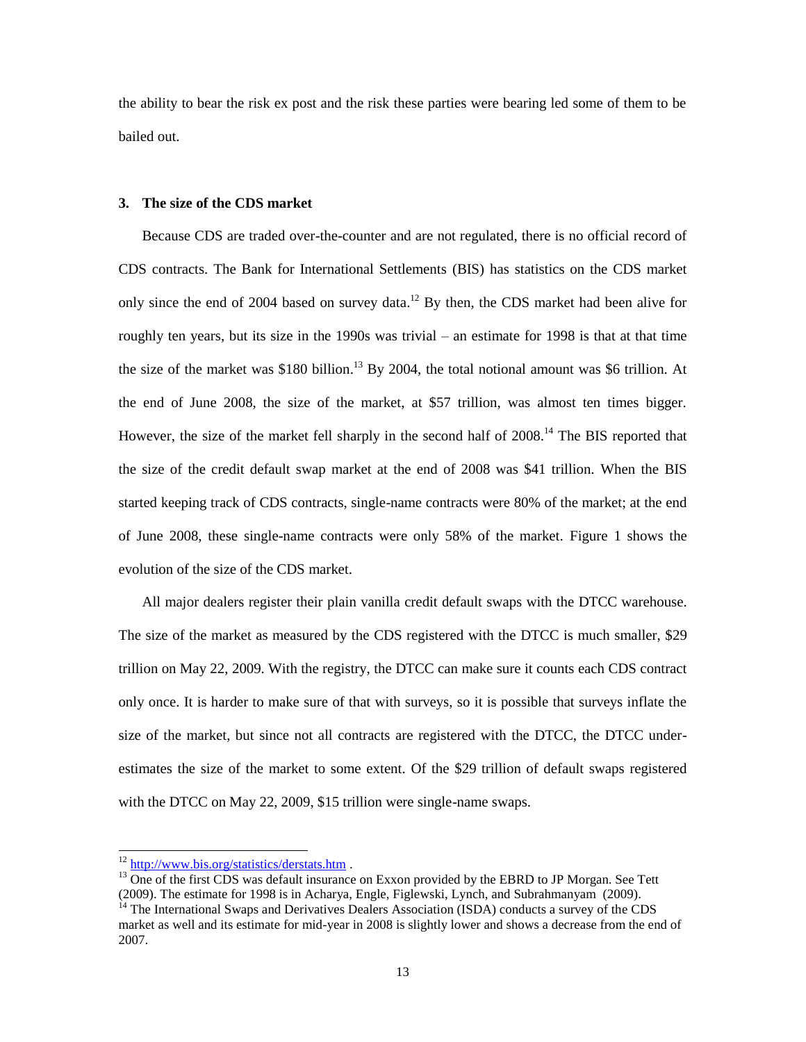the ability to bear the risk ex post and the risk these parties were bearing led some of them to be bailed out.

### 3. The size of the CDS market

Because CDS are traded over-the-counter and are not regulated, there is no official record of CDS contracts. The Bank for International Settlements (BIS) has statistics on the CDS market only since the end of 2004 based on survey data.[12] By then, the CDS market had been alive for roughly ten years, but its size in the 1990s was trivial – an estimate for 1998 is that at that time the size of the market was $180 billion.[13] By 2004, the total notional amount was $6 trillion. At the end of June 2008, the size of the market, at $57 trillion, was almost ten times bigger. However, the size of the market fell sharply in the second half of 2008.[14] The BIS reported that the size of the credit default swap market at the end of 2008 was $41 trillion. When the BIS started keeping track of CDS contracts, single-name contracts were 80% of the market; at the end of June 2008, these single-name contracts were only 58% of the market. Figure 1 shows the evolution of the size of the CDS market.

All major dealers register their plain vanilla credit default swaps with the DTCC warehouse. The size of the market as measured by the CDS registered with the DTCC is much smaller, $29 trillion on May 22, 2009. With the registry, the DTCC can make sure it counts each CDS contract only once. It is harder to make sure of that with surveys, so it is possible that surveys inflate the size of the market, but since not all contracts are registered with the DTCC, the DTCC under-estimates the size of the market to some extent. Of the $29 trillion of default swaps registered with the DTCC on May 22, 2009, $15 trillion were single-name swaps.

---

[12] http://www.bis.org/statistics/derstats.htm .

[13] One of the first CDS was default insurance on Exxon provided by the EBRD to JP Morgan. See Tett (2009). The estimate for 1998 is in Acharya, Engle, Figlewski, Lynch, and Subrahmanyam (2009).

[14] The International Swaps and Derivatives Dealers Association (ISDA) conducts a survey of the CDS market as well and its estimate for mid-year in 2008 is slightly lower and shows a decrease from the end of 2007.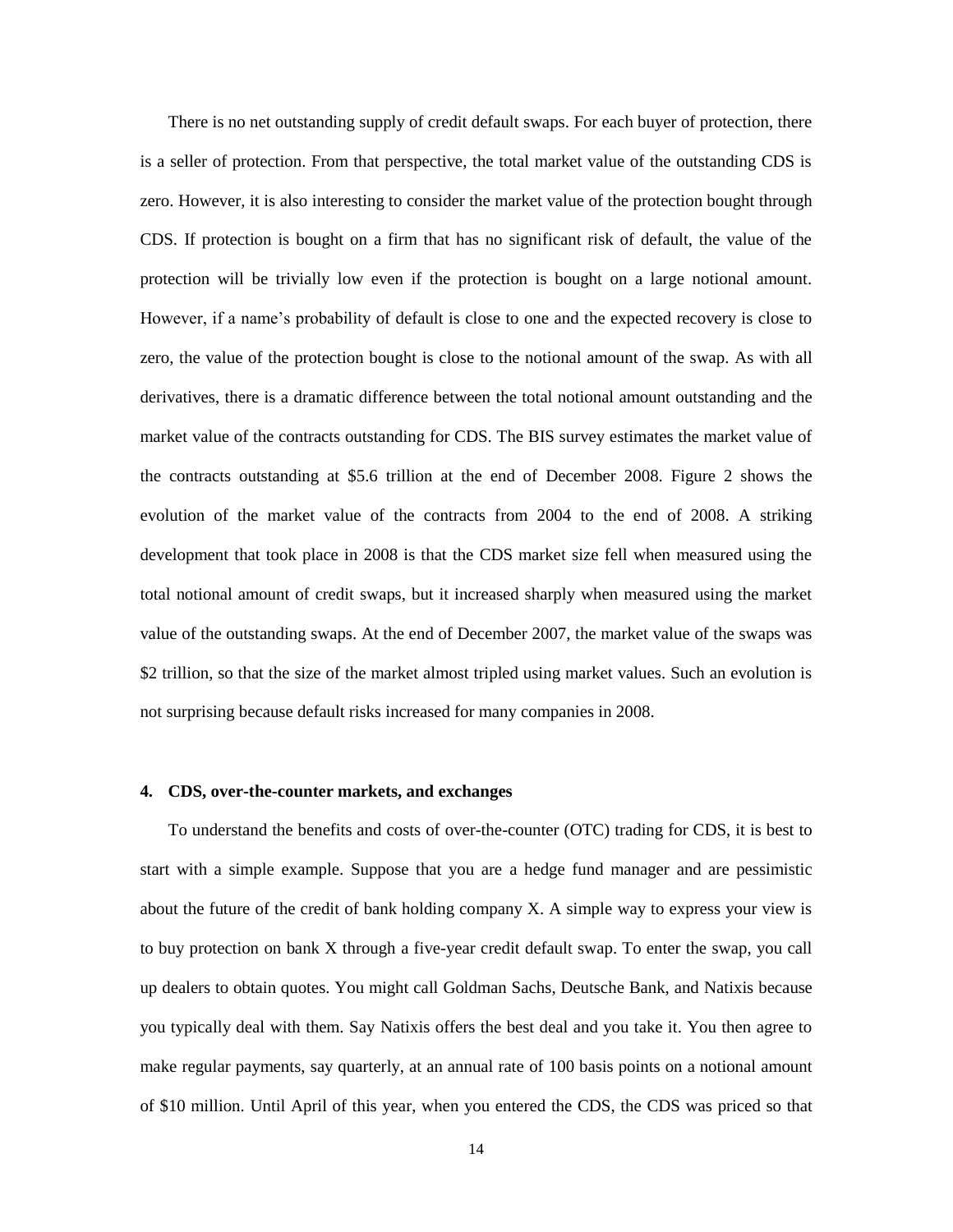There is no net outstanding supply of credit default swaps. For each buyer of protection, there is a seller of protection. From that perspective, the total market value of the outstanding CDS is zero. However, it is also interesting to consider the market value of the protection bought through CDS. If protection is bought on a firm that has no significant risk of default, the value of the protection will be trivially low even if the protection is bought on a large notional amount. However, if a name's probability of default is close to one and the expected recovery is close to zero, the value of the protection bought is close to the notional amount of the swap. As with all derivatives, there is a dramatic difference between the total notional amount outstanding and the market value of the contracts outstanding for CDS. The BIS survey estimates the market value of the contracts outstanding at $5.6 trillion at the end of December 2008. Figure 2 shows the evolution of the market value of the contracts from 2004 to the end of 2008. A striking development that took place in 2008 is that the CDS market size fell when measured using the total notional amount of credit swaps, but it increased sharply when measured using the market value of the outstanding swaps. At the end of December 2007, the market value of the swaps was $2 trillion, so that the size of the market almost tripled using market values. Such an evolution is not surprising because default risks increased for many companies in 2008.

## 4. CDS, over-the-counter markets, and exchanges

To understand the benefits and costs of over-the-counter (OTC) trading for CDS, it is best to start with a simple example. Suppose that you are a hedge fund manager and are pessimistic about the future of the credit of bank holding company X. A simple way to express your view is to buy protection on bank X through a five-year credit default swap. To enter the swap, you call up dealers to obtain quotes. You might call Goldman Sachs, Deutsche Bank, and Natixis because you typically deal with them. Say Natixis offers the best deal and you take it. You then agree to make regular payments, say quarterly, at an annual rate of 100 basis points on a notional amount of $10 million. Until April of this year, when you entered the CDS, the CDS was priced so that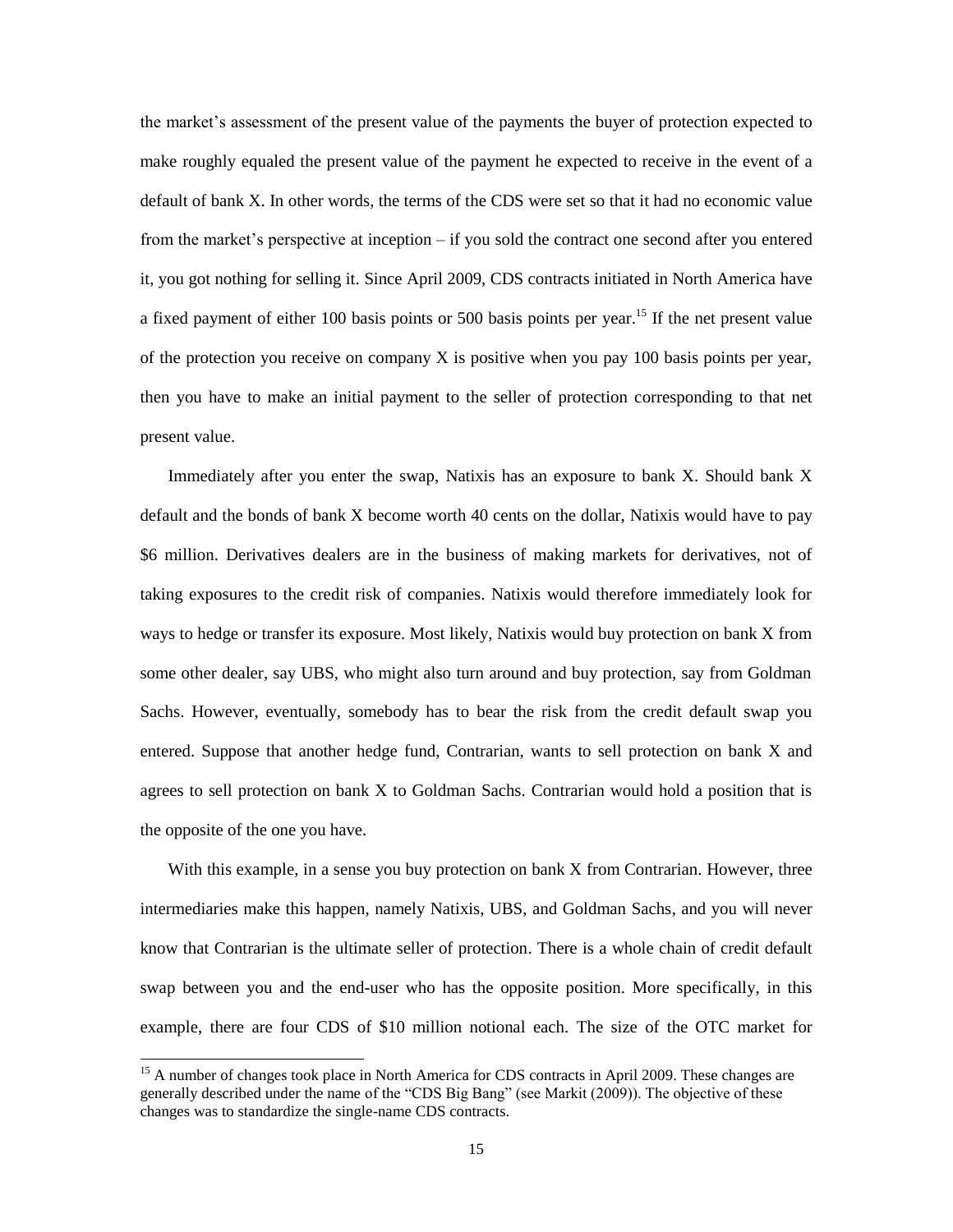the market's assessment of the present value of the payments the buyer of protection expected to make roughly equaled the present value of the payment he expected to receive in the event of a default of bank X. In other words, the terms of the CDS were set so that it had no economic value from the market's perspective at inception – if you sold the contract one second after you entered it, you got nothing for selling it. Since April 2009, CDS contracts initiated in North America have a fixed payment of either 100 basis points or 500 basis points per year.[15] If the net present value of the protection you receive on company X is positive when you pay 100 basis points per year, then you have to make an initial payment to the seller of protection corresponding to that net present value.

Immediately after you enter the swap, Natixis has an exposure to bank X. Should bank X default and the bonds of bank X become worth 40 cents on the dollar, Natixis would have to pay $6 million. Derivatives dealers are in the business of making markets for derivatives, not of taking exposures to the credit risk of companies. Natixis would therefore immediately look for ways to hedge or transfer its exposure. Most likely, Natixis would buy protection on bank X from some other dealer, say UBS, who might also turn around and buy protection, say from Goldman Sachs. However, eventually, somebody has to bear the risk from the credit default swap you entered. Suppose that another hedge fund, Contrarian, wants to sell protection on bank X and agrees to sell protection on bank X to Goldman Sachs. Contrarian would hold a position that is the opposite of the one you have.

With this example, in a sense you buy protection on bank X from Contrarian. However, three intermediaries make this happen, namely Natixis, UBS, and Goldman Sachs, and you will never know that Contrarian is the ultimate seller of protection. There is a whole chain of credit default swap between you and the end-user who has the opposite position. More specifically, in this example, there are four CDS of $10 million notional each. The size of the OTC market for

[15] A number of changes took place in North America for CDS contracts in April 2009. These changes are generally described under the name of the "CDS Big Bang" (see Markit (2009)). The objective of these changes was to standardize the single-name CDS contracts.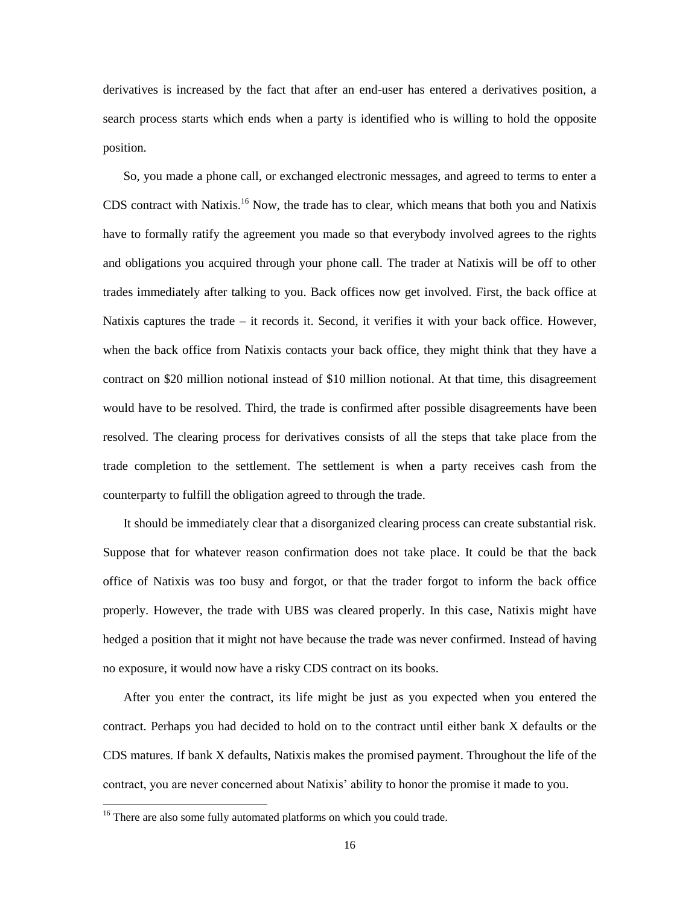derivatives is increased by the fact that after an end-user has entered a derivatives position, a search process starts which ends when a party is identified who is willing to hold the opposite position.

So, you made a phone call, or exchanged electronic messages, and agreed to terms to enter a CDS contract with Natixis.[16] Now, the trade has to clear, which means that both you and Natixis have to formally ratify the agreement you made so that everybody involved agrees to the rights and obligations you acquired through your phone call. The trader at Natixis will be off to other trades immediately after talking to you. Back offices now get involved. First, the back office at Natixis captures the trade – it records it. Second, it verifies it with your back office. However, when the back office from Natixis contacts your back office, they might think that they have a contract on \$20 million notional instead of \$10 million notional. At that time, this disagreement would have to be resolved. Third, the trade is confirmed after possible disagreements have been resolved. The clearing process for derivatives consists of all the steps that take place from the trade completion to the settlement. The settlement is when a party receives cash from the counterparty to fulfill the obligation agreed to through the trade.

It should be immediately clear that a disorganized clearing process can create substantial risk. Suppose that for whatever reason confirmation does not take place. It could be that the back office of Natixis was too busy and forgot, or that the trader forgot to inform the back office properly. However, the trade with UBS was cleared properly. In this case, Natixis might have hedged a position that it might not have because the trade was never confirmed. Instead of having no exposure, it would now have a risky CDS contract on its books.

After you enter the contract, its life might be just as you expected when you entered the contract. Perhaps you had decided to hold on to the contract until either bank X defaults or the CDS matures. If bank X defaults, Natixis makes the promised payment. Throughout the life of the contract, you are never concerned about Natixis' ability to honor the promise it made to you.

[16] There are also some fully automated platforms on which you could trade.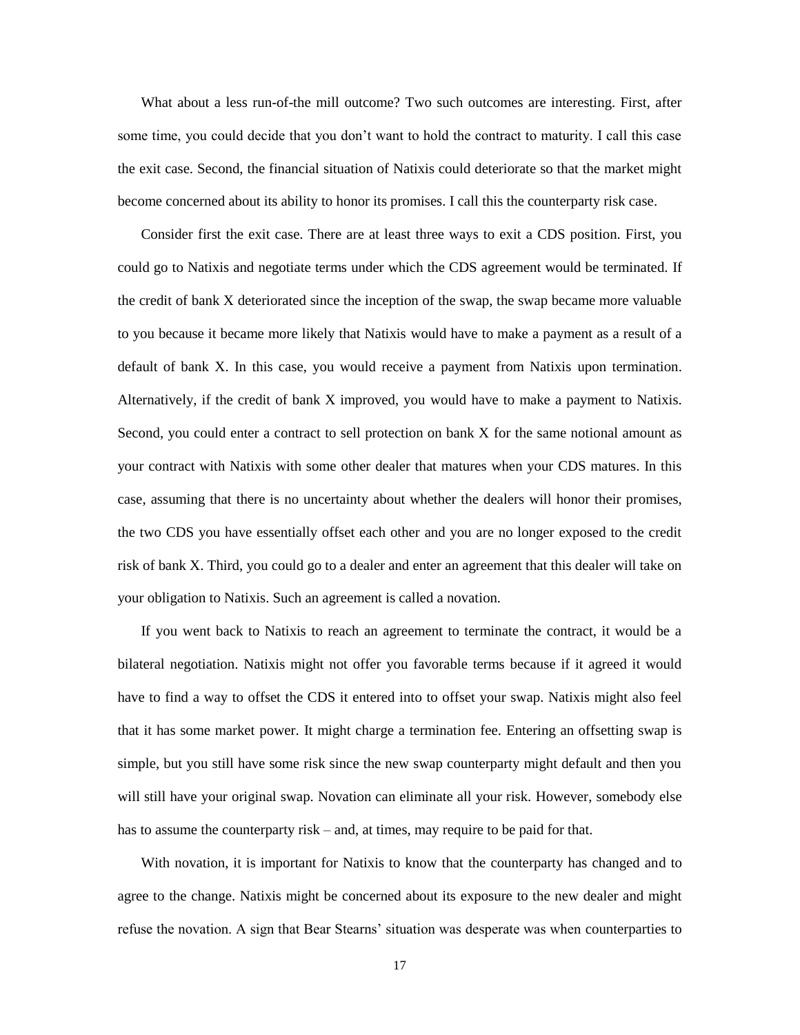What about a less run-of-the mill outcome? Two such outcomes are interesting. First, after some time, you could decide that you don't want to hold the contract to maturity. I call this case the exit case. Second, the financial situation of Natixis could deteriorate so that the market might become concerned about its ability to honor its promises. I call this the counterparty risk case.

Consider first the exit case. There are at least three ways to exit a CDS position. First, you could go to Natixis and negotiate terms under which the CDS agreement would be terminated. If the credit of bank X deteriorated since the inception of the swap, the swap became more valuable to you because it became more likely that Natixis would have to make a payment as a result of a default of bank X. In this case, you would receive a payment from Natixis upon termination. Alternatively, if the credit of bank X improved, you would have to make a payment to Natixis. Second, you could enter a contract to sell protection on bank X for the same notional amount as your contract with Natixis with some other dealer that matures when your CDS matures. In this case, assuming that there is no uncertainty about whether the dealers will honor their promises, the two CDS you have essentially offset each other and you are no longer exposed to the credit risk of bank X. Third, you could go to a dealer and enter an agreement that this dealer will take on your obligation to Natixis. Such an agreement is called a novation.

If you went back to Natixis to reach an agreement to terminate the contract, it would be a bilateral negotiation. Natixis might not offer you favorable terms because if it agreed it would have to find a way to offset the CDS it entered into to offset your swap. Natixis might also feel that it has some market power. It might charge a termination fee. Entering an offsetting swap is simple, but you still have some risk since the new swap counterparty might default and then you will still have your original swap. Novation can eliminate all your risk. However, somebody else has to assume the counterparty risk – and, at times, may require to be paid for that.

With novation, it is important for Natixis to know that the counterparty has changed and to agree to the change. Natixis might be concerned about its exposure to the new dealer and might refuse the novation. A sign that Bear Stearns' situation was desperate was when counterparties to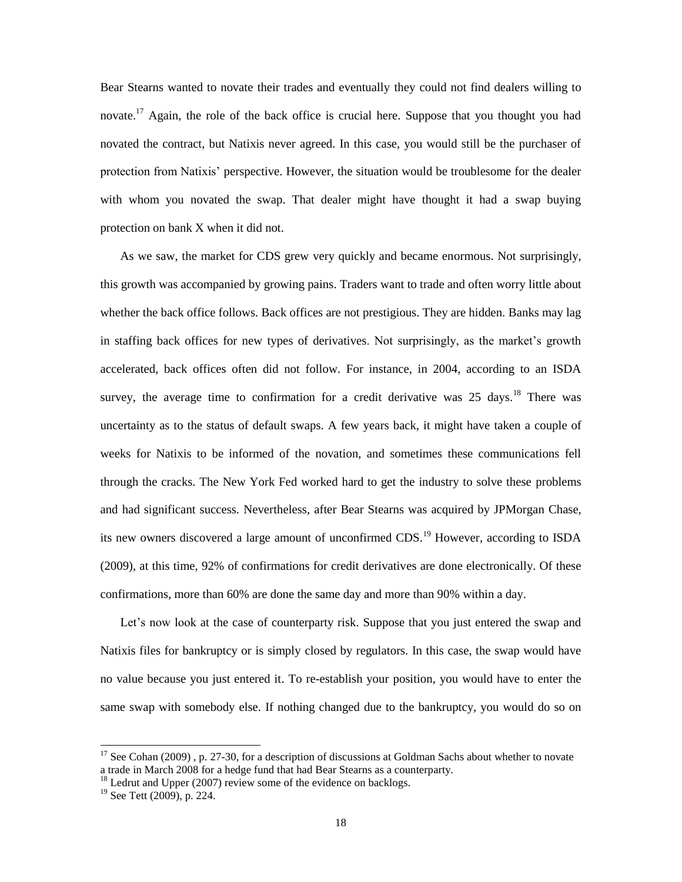Bear Stearns wanted to novate their trades and eventually they could not find dealers willing to novate.[17] Again, the role of the back office is crucial here. Suppose that you thought you had novated the contract, but Natixis never agreed. In this case, you would still be the purchaser of protection from Natixis' perspective. However, the situation would be troublesome for the dealer with whom you novated the swap. That dealer might have thought it had a swap buying protection on bank X when it did not.

As we saw, the market for CDS grew very quickly and became enormous. Not surprisingly, this growth was accompanied by growing pains. Traders want to trade and often worry little about whether the back office follows. Back offices are not prestigious. They are hidden. Banks may lag in staffing back offices for new types of derivatives. Not surprisingly, as the market's growth accelerated, back offices often did not follow. For instance, in 2004, according to an ISDA survey, the average time to confirmation for a credit derivative was 25 days.[18] There was uncertainty as to the status of default swaps. A few years back, it might have taken a couple of weeks for Natixis to be informed of the novation, and sometimes these communications fell through the cracks. The New York Fed worked hard to get the industry to solve these problems and had significant success. Nevertheless, after Bear Stearns was acquired by JPMorgan Chase, its new owners discovered a large amount of unconfirmed CDS.[19] However, according to ISDA (2009), at this time, 92% of confirmations for credit derivatives are done electronically. Of these confirmations, more than 60% are done the same day and more than 90% within a day.

Let's now look at the case of counterparty risk. Suppose that you just entered the swap and Natixis files for bankruptcy or is simply closed by regulators. In this case, the swap would have no value because you just entered it. To re-establish your position, you would have to enter the same swap with somebody else. If nothing changed due to the bankruptcy, you would do so on

---

[17] See Cohan (2009) , p. 27-30, for a description of discussions at Goldman Sachs about whether to novate a trade in March 2008 for a hedge fund that had Bear Stearns as a counterparty.

[18] Ledrut and Upper (2007) review some of the evidence on backlogs.

[19] See Tett (2009), p. 224.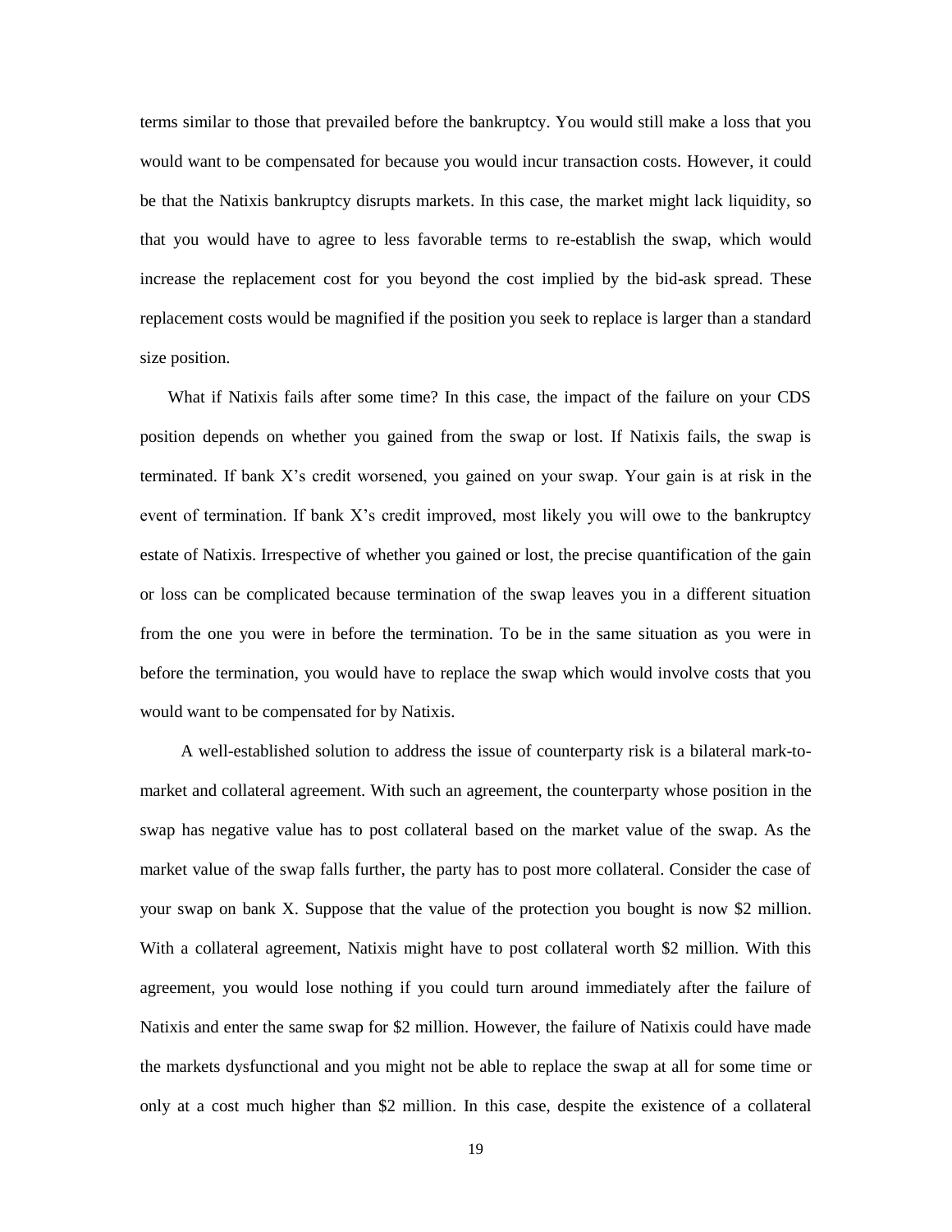terms similar to those that prevailed before the bankruptcy. You would still make a loss that you would want to be compensated for because you would incur transaction costs. However, it could be that the Natixis bankruptcy disrupts markets. In this case, the market might lack liquidity, so that you would have to agree to less favorable terms to re-establish the swap, which would increase the replacement cost for you beyond the cost implied by the bid-ask spread. These replacement costs would be magnified if the position you seek to replace is larger than a standard size position.

What if Natixis fails after some time? In this case, the impact of the failure on your CDS position depends on whether you gained from the swap or lost. If Natixis fails, the swap is terminated. If bank X's credit worsened, you gained on your swap. Your gain is at risk in the event of termination. If bank X's credit improved, most likely you will owe to the bankruptcy estate of Natixis. Irrespective of whether you gained or lost, the precise quantification of the gain or loss can be complicated because termination of the swap leaves you in a different situation from the one you were in before the termination. To be in the same situation as you were in before the termination, you would have to replace the swap which would involve costs that you would want to be compensated for by Natixis.

A well-established solution to address the issue of counterparty risk is a bilateral mark-to-market and collateral agreement. With such an agreement, the counterparty whose position in the swap has negative value has to post collateral based on the market value of the swap. As the market value of the swap falls further, the party has to post more collateral. Consider the case of your swap on bank X. Suppose that the value of the protection you bought is now $2 million. With a collateral agreement, Natixis might have to post collateral worth $2 million. With this agreement, you would lose nothing if you could turn around immediately after the failure of Natixis and enter the same swap for $2 million. However, the failure of Natixis could have made the markets dysfunctional and you might not be able to replace the swap at all for some time or only at a cost much higher than $2 million. In this case, despite the existence of a collateral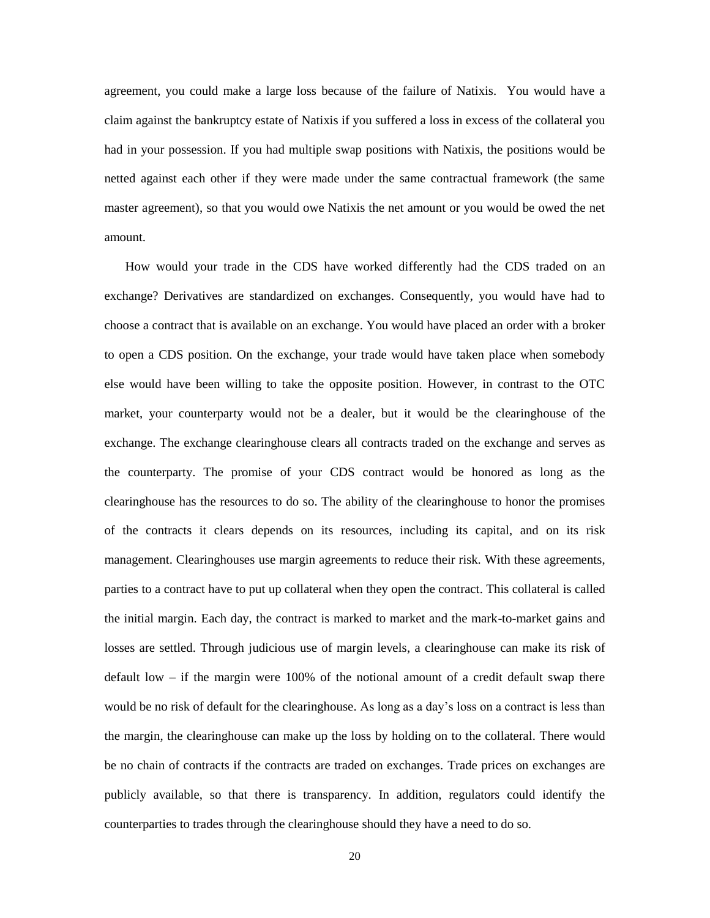agreement, you could make a large loss because of the failure of Natixis. You would have a claim against the bankruptcy estate of Natixis if you suffered a loss in excess of the collateral you had in your possession. If you had multiple swap positions with Natixis, the positions would be netted against each other if they were made under the same contractual framework (the same master agreement), so that you would owe Natixis the net amount or you would be owed the net amount.

How would your trade in the CDS have worked differently had the CDS traded on an exchange? Derivatives are standardized on exchanges. Consequently, you would have had to choose a contract that is available on an exchange. You would have placed an order with a broker to open a CDS position. On the exchange, your trade would have taken place when somebody else would have been willing to take the opposite position. However, in contrast to the OTC market, your counterparty would not be a dealer, but it would be the clearinghouse of the exchange. The exchange clearinghouse clears all contracts traded on the exchange and serves as the counterparty. The promise of your CDS contract would be honored as long as the clearinghouse has the resources to do so. The ability of the clearinghouse to honor the promises of the contracts it clears depends on its resources, including its capital, and on its risk management. Clearinghouses use margin agreements to reduce their risk. With these agreements, parties to a contract have to put up collateral when they open the contract. This collateral is called the initial margin. Each day, the contract is marked to market and the mark-to-market gains and losses are settled. Through judicious use of margin levels, a clearinghouse can make its risk of default low – if the margin were 100% of the notional amount of a credit default swap there would be no risk of default for the clearinghouse. As long as a day's loss on a contract is less than the margin, the clearinghouse can make up the loss by holding on to the collateral. There would be no chain of contracts if the contracts are traded on exchanges. Trade prices on exchanges are publicly available, so that there is transparency. In addition, regulators could identify the counterparties to trades through the clearinghouse should they have a need to do so.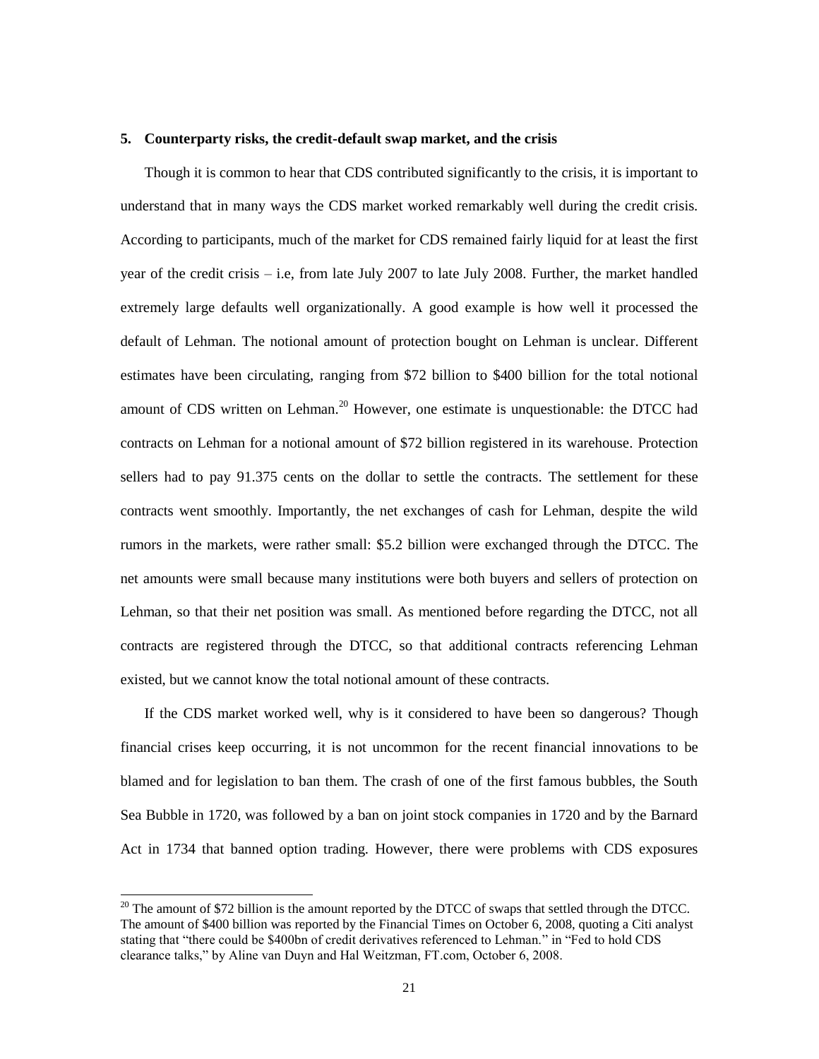## 5. Counterparty risks, the credit-default swap market, and the crisis

Though it is common to hear that CDS contributed significantly to the crisis, it is important to understand that in many ways the CDS market worked remarkably well during the credit crisis. According to participants, much of the market for CDS remained fairly liquid for at least the first year of the credit crisis – i.e, from late July 2007 to late July 2008. Further, the market handled extremely large defaults well organizationally. A good example is how well it processed the default of Lehman. The notional amount of protection bought on Lehman is unclear. Different estimates have been circulating, ranging from \$72 billion to \$400 billion for the total notional amount of CDS written on Lehman.[20] However, one estimate is unquestionable: the DTCC had contracts on Lehman for a notional amount of \$72 billion registered in its warehouse. Protection sellers had to pay 91.375 cents on the dollar to settle the contracts. The settlement for these contracts went smoothly. Importantly, the net exchanges of cash for Lehman, despite the wild rumors in the markets, were rather small: \$5.2 billion were exchanged through the DTCC. The net amounts were small because many institutions were both buyers and sellers of protection on Lehman, so that their net position was small. As mentioned before regarding the DTCC, not all contracts are registered through the DTCC, so that additional contracts referencing Lehman existed, but we cannot know the total notional amount of these contracts.

If the CDS market worked well, why is it considered to have been so dangerous? Though financial crises keep occurring, it is not uncommon for the recent financial innovations to be blamed and for legislation to ban them. The crash of one of the first famous bubbles, the South Sea Bubble in 1720, was followed by a ban on joint stock companies in 1720 and by the Barnard Act in 1734 that banned option trading. However, there were problems with CDS exposures

[20] The amount of \$72 billion is the amount reported by the DTCC of swaps that settled through the DTCC. The amount of \$400 billion was reported by the Financial Times on October 6, 2008, quoting a Citi analyst stating that "there could be \$400bn of credit derivatives referenced to Lehman." in "Fed to hold CDS clearance talks," by Aline van Duyn and Hal Weitzman, FT.com, October 6, 2008.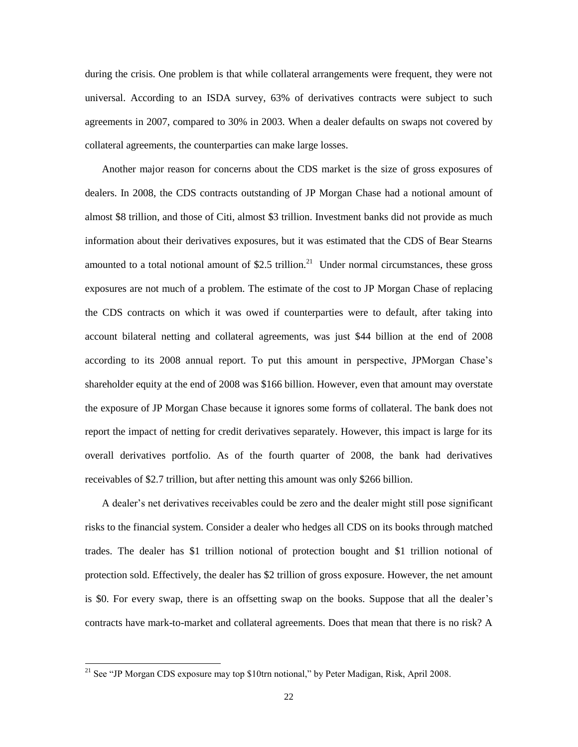during the crisis. One problem is that while collateral arrangements were frequent, they were not universal. According to an ISDA survey, 63% of derivatives contracts were subject to such agreements in 2007, compared to 30% in 2003. When a dealer defaults on swaps not covered by collateral agreements, the counterparties can make large losses.

Another major reason for concerns about the CDS market is the size of gross exposures of dealers. In 2008, the CDS contracts outstanding of JP Morgan Chase had a notional amount of almost \$8 trillion, and those of Citi, almost \$3 trillion. Investment banks did not provide as much information about their derivatives exposures, but it was estimated that the CDS of Bear Stearns amounted to a total notional amount of \$2.5 trillion.[21] Under normal circumstances, these gross exposures are not much of a problem. The estimate of the cost to JP Morgan Chase of replacing the CDS contracts on which it was owed if counterparties were to default, after taking into account bilateral netting and collateral agreements, was just \$44 billion at the end of 2008 according to its 2008 annual report. To put this amount in perspective, JPMorgan Chase's shareholder equity at the end of 2008 was \$166 billion. However, even that amount may overstate the exposure of JP Morgan Chase because it ignores some forms of collateral. The bank does not report the impact of netting for credit derivatives separately. However, this impact is large for its overall derivatives portfolio. As of the fourth quarter of 2008, the bank had derivatives receivables of \$2.7 trillion, but after netting this amount was only \$266 billion.

A dealer's net derivatives receivables could be zero and the dealer might still pose significant risks to the financial system. Consider a dealer who hedges all CDS on its books through matched trades. The dealer has \$1 trillion notional of protection bought and \$1 trillion notional of protection sold. Effectively, the dealer has \$2 trillion of gross exposure. However, the net amount is \$0. For every swap, there is an offsetting swap on the books. Suppose that all the dealer's contracts have mark-to-market and collateral agreements. Does that mean that there is no risk? A

---

[21] See "JP Morgan CDS exposure may top \$10trn notional," by Peter Madigan, Risk, April 2008.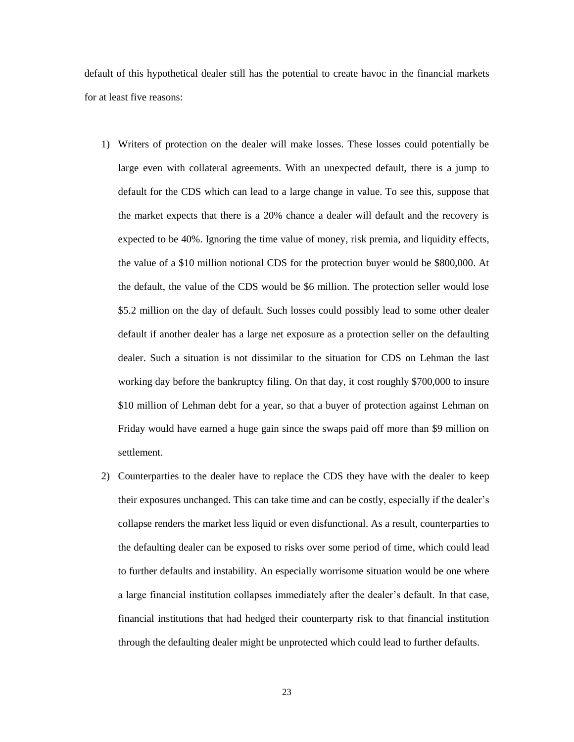default of this hypothetical dealer still has the potential to create havoc in the financial markets for at least five reasons:

1) Writers of protection on the dealer will make losses. These losses could potentially be large even with collateral agreements. With an unexpected default, there is a jump to default for the CDS which can lead to a large change in value. To see this, suppose that the market expects that there is a 20% chance a dealer will default and the recovery is expected to be 40%. Ignoring the time value of money, risk premia, and liquidity effects, the value of a $10 million notional CDS for the protection buyer would be $800,000. At the default, the value of the CDS would be $6 million. The protection seller would lose $5.2 million on the day of default. Such losses could possibly lead to some other dealer default if another dealer has a large net exposure as a protection seller on the defaulting dealer. Such a situation is not dissimilar to the situation for CDS on Lehman the last working day before the bankruptcy filing. On that day, it cost roughly $700,000 to insure $10 million of Lehman debt for a year, so that a buyer of protection against Lehman on Friday would have earned a huge gain since the swaps paid off more than $9 million on settlement.

2) Counterparties to the dealer have to replace the CDS they have with the dealer to keep their exposures unchanged. This can take time and can be costly, especially if the dealer's collapse renders the market less liquid or even disfunctional. As a result, counterparties to the defaulting dealer can be exposed to risks over some period of time, which could lead to further defaults and instability. An especially worrisome situation would be one where a large financial institution collapses immediately after the dealer's default. In that case, financial institutions that had hedged their counterparty risk to that financial institution through the defaulting dealer might be unprotected which could lead to further defaults.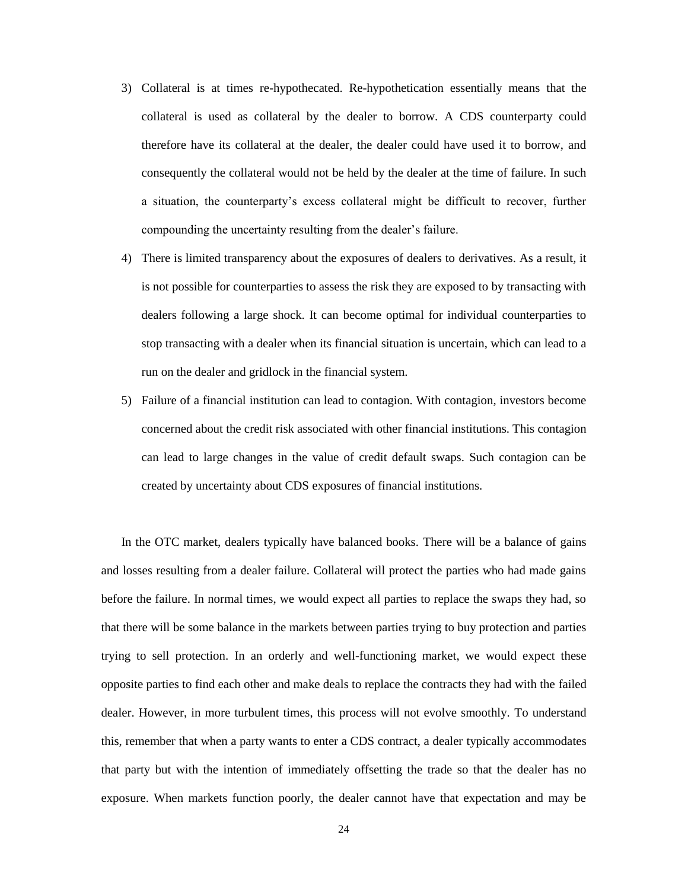3) Collateral is at times re-hypothecated. Re-hypothetication essentially means that the collateral is used as collateral by the dealer to borrow. A CDS counterparty could therefore have its collateral at the dealer, the dealer could have used it to borrow, and consequently the collateral would not be held by the dealer at the time of failure. In such a situation, the counterparty's excess collateral might be difficult to recover, further compounding the uncertainty resulting from the dealer's failure.

4) There is limited transparency about the exposures of dealers to derivatives. As a result, it is not possible for counterparties to assess the risk they are exposed to by transacting with dealers following a large shock. It can become optimal for individual counterparties to stop transacting with a dealer when its financial situation is uncertain, which can lead to a run on the dealer and gridlock in the financial system.

5) Failure of a financial institution can lead to contagion. With contagion, investors become concerned about the credit risk associated with other financial institutions. This contagion can lead to large changes in the value of credit default swaps. Such contagion can be created by uncertainty about CDS exposures of financial institutions.

In the OTC market, dealers typically have balanced books. There will be a balance of gains and losses resulting from a dealer failure. Collateral will protect the parties who had made gains before the failure. In normal times, we would expect all parties to replace the swaps they had, so that there will be some balance in the markets between parties trying to buy protection and parties trying to sell protection. In an orderly and well-functioning market, we would expect these opposite parties to find each other and make deals to replace the contracts they had with the failed dealer. However, in more turbulent times, this process will not evolve smoothly. To understand this, remember that when a party wants to enter a CDS contract, a dealer typically accommodates that party but with the intention of immediately offsetting the trade so that the dealer has no exposure. When markets function poorly, the dealer cannot have that expectation and may be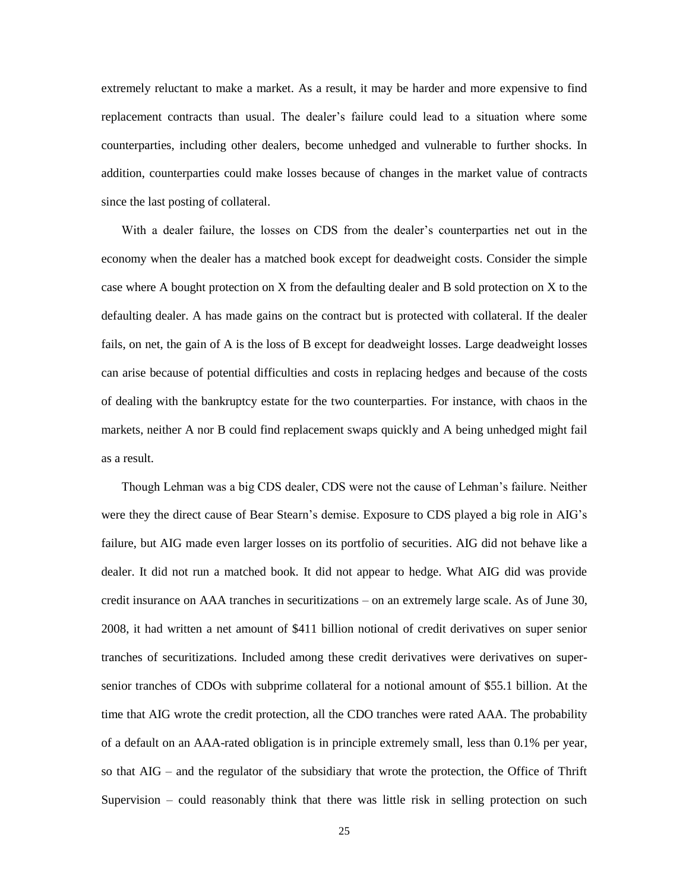extremely reluctant to make a market. As a result, it may be harder and more expensive to find replacement contracts than usual. The dealer's failure could lead to a situation where some counterparties, including other dealers, become unhedged and vulnerable to further shocks. In addition, counterparties could make losses because of changes in the market value of contracts since the last posting of collateral.

With a dealer failure, the losses on CDS from the dealer's counterparties net out in the economy when the dealer has a matched book except for deadweight costs. Consider the simple case where A bought protection on X from the defaulting dealer and B sold protection on X to the defaulting dealer. A has made gains on the contract but is protected with collateral. If the dealer fails, on net, the gain of A is the loss of B except for deadweight losses. Large deadweight losses can arise because of potential difficulties and costs in replacing hedges and because of the costs of dealing with the bankruptcy estate for the two counterparties. For instance, with chaos in the markets, neither A nor B could find replacement swaps quickly and A being unhedged might fail as a result.

Though Lehman was a big CDS dealer, CDS were not the cause of Lehman's failure. Neither were they the direct cause of Bear Stearn's demise. Exposure to CDS played a big role in AIG's failure, but AIG made even larger losses on its portfolio of securities. AIG did not behave like a dealer. It did not run a matched book. It did not appear to hedge. What AIG did was provide credit insurance on AAA tranches in securitizations – on an extremely large scale. As of June 30, 2008, it had written a net amount of $411 billion notional of credit derivatives on super senior tranches of securitizations. Included among these credit derivatives were derivatives on super-senior tranches of CDOs with subprime collateral for a notional amount of $55.1 billion. At the time that AIG wrote the credit protection, all the CDO tranches were rated AAA. The probability of a default on an AAA-rated obligation is in principle extremely small, less than 0.1% per year, so that AIG – and the regulator of the subsidiary that wrote the protection, the Office of Thrift Supervision – could reasonably think that there was little risk in selling protection on such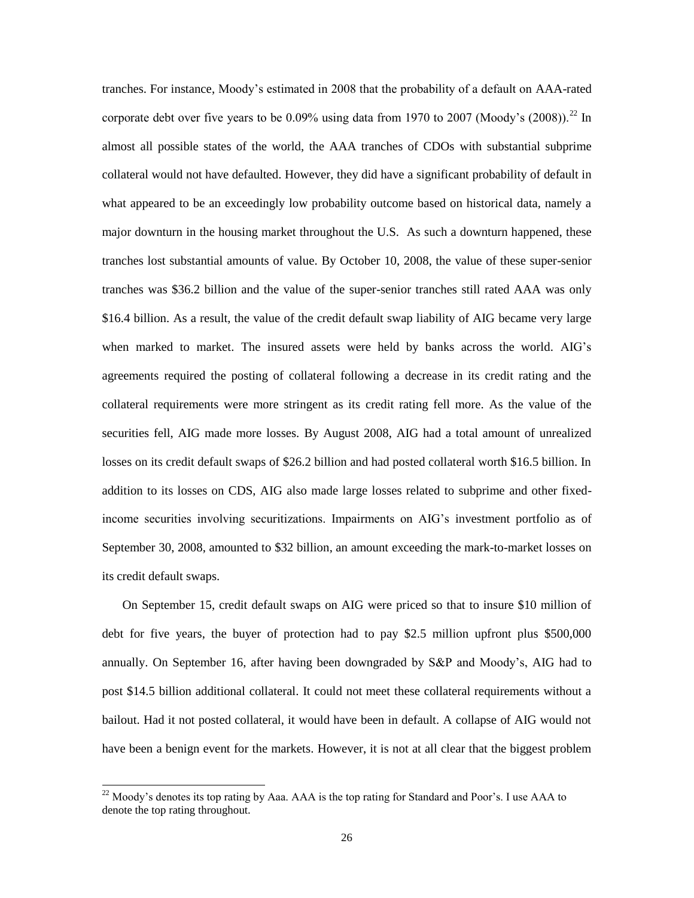tranches. For instance, Moody's estimated in 2008 that the probability of a default on AAA-rated corporate debt over five years to be 0.09% using data from 1970 to 2007 (Moody's (2008)).[22] In almost all possible states of the world, the AAA tranches of CDOs with substantial subprime collateral would not have defaulted. However, they did have a significant probability of default in what appeared to be an exceedingly low probability outcome based on historical data, namely a major downturn in the housing market throughout the U.S. As such a downturn happened, these tranches lost substantial amounts of value. By October 10, 2008, the value of these super-senior tranches was $36.2 billion and the value of the super-senior tranches still rated AAA was only $16.4 billion. As a result, the value of the credit default swap liability of AIG became very large when marked to market. The insured assets were held by banks across the world. AIG's agreements required the posting of collateral following a decrease in its credit rating and the collateral requirements were more stringent as its credit rating fell more. As the value of the securities fell, AIG made more losses. By August 2008, AIG had a total amount of unrealized losses on its credit default swaps of $26.2 billion and had posted collateral worth $16.5 billion. In addition to its losses on CDS, AIG also made large losses related to subprime and other fixed-income securities involving securitizations. Impairments on AIG's investment portfolio as of September 30, 2008, amounted to $32 billion, an amount exceeding the mark-to-market losses on its credit default swaps.

On September 15, credit default swaps on AIG were priced so that to insure $10 million of debt for five years, the buyer of protection had to pay $2.5 million upfront plus $500,000 annually. On September 16, after having been downgraded by S&P and Moody's, AIG had to post $14.5 billion additional collateral. It could not meet these collateral requirements without a bailout. Had it not posted collateral, it would have been in default. A collapse of AIG would not have been a benign event for the markets. However, it is not at all clear that the biggest problem

[22] Moody's denotes its top rating by Aaa. AAA is the top rating for Standard and Poor's. I use AAA to denote the top rating throughout.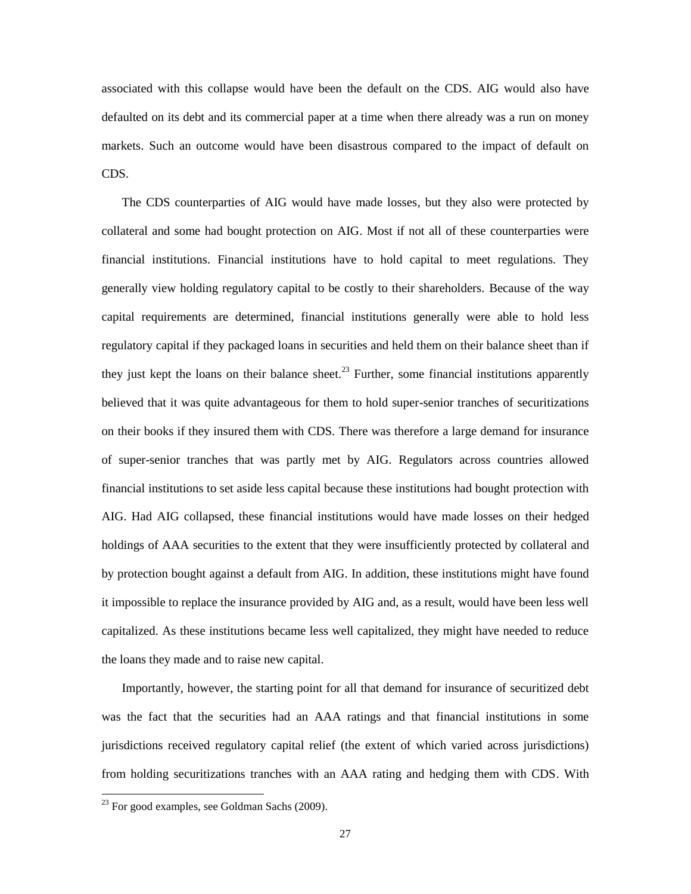associated with this collapse would have been the default on the CDS. AIG would also have defaulted on its debt and its commercial paper at a time when there already was a run on money markets. Such an outcome would have been disastrous compared to the impact of default on CDS.

The CDS counterparties of AIG would have made losses, but they also were protected by collateral and some had bought protection on AIG. Most if not all of these counterparties were financial institutions. Financial institutions have to hold capital to meet regulations. They generally view holding regulatory capital to be costly to their shareholders. Because of the way capital requirements are determined, financial institutions generally were able to hold less regulatory capital if they packaged loans in securities and held them on their balance sheet than if they just kept the loans on their balance sheet.[23] Further, some financial institutions apparently believed that it was quite advantageous for them to hold super-senior tranches of securitizations on their books if they insured them with CDS. There was therefore a large demand for insurance of super-senior tranches that was partly met by AIG. Regulators across countries allowed financial institutions to set aside less capital because these institutions had bought protection with AIG. Had AIG collapsed, these financial institutions would have made losses on their hedged holdings of AAA securities to the extent that they were insufficiently protected by collateral and by protection bought against a default from AIG. In addition, these institutions might have found it impossible to replace the insurance provided by AIG and, as a result, would have been less well capitalized. As these institutions became less well capitalized, they might have needed to reduce the loans they made and to raise new capital.

Importantly, however, the starting point for all that demand for insurance of securitized debt was the fact that the securities had an AAA ratings and that financial institutions in some jurisdictions received regulatory capital relief (the extent of which varied across jurisdictions) from holding securitizations tranches with an AAA rating and hedging them with CDS. With

[23] For good examples, see Goldman Sachs (2009).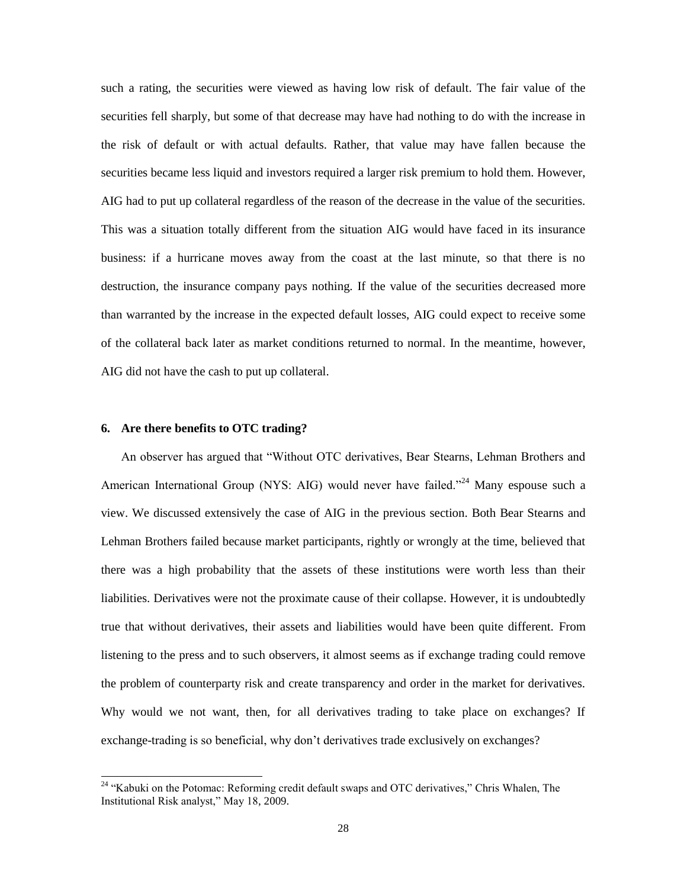such a rating, the securities were viewed as having low risk of default. The fair value of the securities fell sharply, but some of that decrease may have had nothing to do with the increase in the risk of default or with actual defaults. Rather, that value may have fallen because the securities became less liquid and investors required a larger risk premium to hold them. However, AIG had to put up collateral regardless of the reason of the decrease in the value of the securities. This was a situation totally different from the situation AIG would have faced in its insurance business: if a hurricane moves away from the coast at the last minute, so that there is no destruction, the insurance company pays nothing. If the value of the securities decreased more than warranted by the increase in the expected default losses, AIG could expect to receive some of the collateral back later as market conditions returned to normal. In the meantime, however, AIG did not have the cash to put up collateral.

## 6. Are there benefits to OTC trading?

An observer has argued that "Without OTC derivatives, Bear Stearns, Lehman Brothers and American International Group (NYS: AIG) would never have failed."[24] Many espouse such a view. We discussed extensively the case of AIG in the previous section. Both Bear Stearns and Lehman Brothers failed because market participants, rightly or wrongly at the time, believed that there was a high probability that the assets of these institutions were worth less than their liabilities. Derivatives were not the proximate cause of their collapse. However, it is undoubtedly true that without derivatives, their assets and liabilities would have been quite different. From listening to the press and to such observers, it almost seems as if exchange trading could remove the problem of counterparty risk and create transparency and order in the market for derivatives. Why would we not want, then, for all derivatives trading to take place on exchanges? If exchange-trading is so beneficial, why don't derivatives trade exclusively on exchanges?

[24] "Kabuki on the Potomac: Reforming credit default swaps and OTC derivatives," Chris Whalen, The Institutional Risk analyst," May 18, 2009.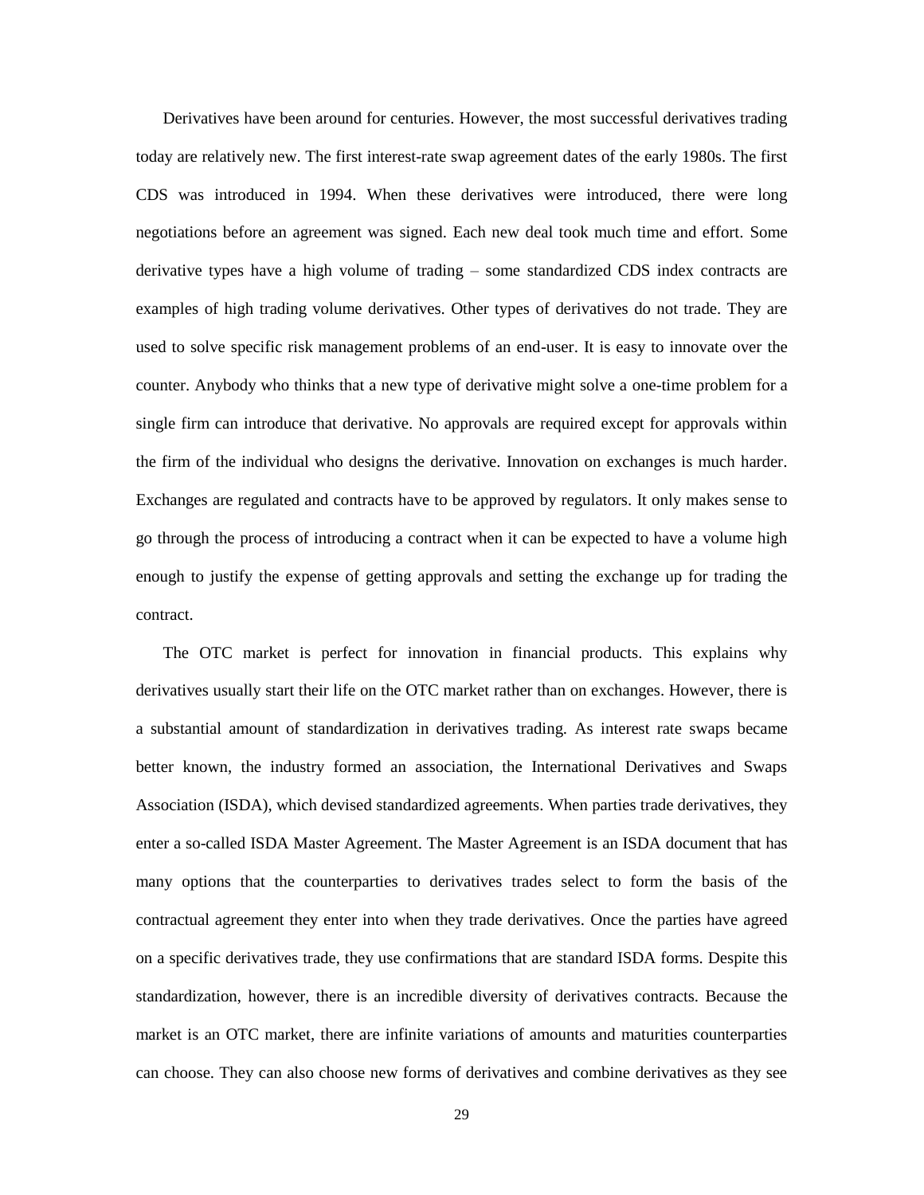Derivatives have been around for centuries. However, the most successful derivatives trading today are relatively new. The first interest-rate swap agreement dates of the early 1980s. The first CDS was introduced in 1994. When these derivatives were introduced, there were long negotiations before an agreement was signed. Each new deal took much time and effort. Some derivative types have a high volume of trading – some standardized CDS index contracts are examples of high trading volume derivatives. Other types of derivatives do not trade. They are used to solve specific risk management problems of an end-user. It is easy to innovate over the counter. Anybody who thinks that a new type of derivative might solve a one-time problem for a single firm can introduce that derivative. No approvals are required except for approvals within the firm of the individual who designs the derivative. Innovation on exchanges is much harder. Exchanges are regulated and contracts have to be approved by regulators. It only makes sense to go through the process of introducing a contract when it can be expected to have a volume high enough to justify the expense of getting approvals and setting the exchange up for trading the contract.

The OTC market is perfect for innovation in financial products. This explains why derivatives usually start their life on the OTC market rather than on exchanges. However, there is a substantial amount of standardization in derivatives trading. As interest rate swaps became better known, the industry formed an association, the International Derivatives and Swaps Association (ISDA), which devised standardized agreements. When parties trade derivatives, they enter a so-called ISDA Master Agreement. The Master Agreement is an ISDA document that has many options that the counterparties to derivatives trades select to form the basis of the contractual agreement they enter into when they trade derivatives. Once the parties have agreed on a specific derivatives trade, they use confirmations that are standard ISDA forms. Despite this standardization, however, there is an incredible diversity of derivatives contracts. Because the market is an OTC market, there are infinite variations of amounts and maturities counterparties can choose. They can also choose new forms of derivatives and combine derivatives as they see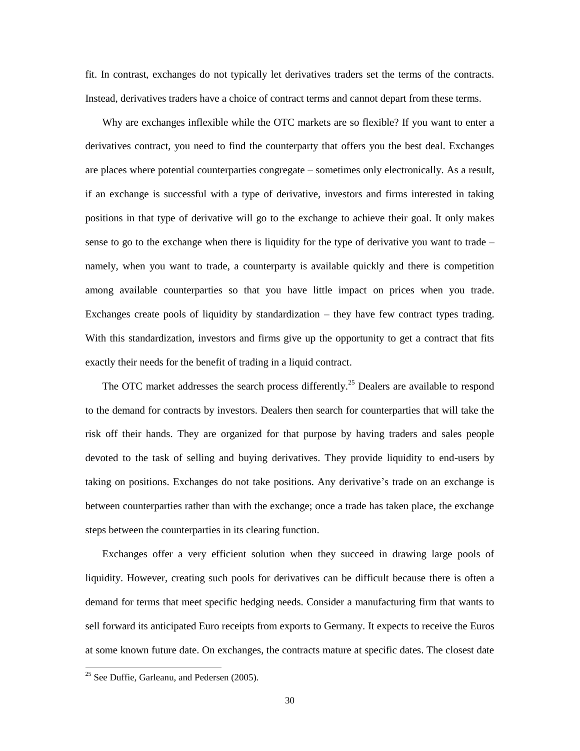fit. In contrast, exchanges do not typically let derivatives traders set the terms of the contracts. Instead, derivatives traders have a choice of contract terms and cannot depart from these terms.

Why are exchanges inflexible while the OTC markets are so flexible? If you want to enter a derivatives contract, you need to find the counterparty that offers you the best deal. Exchanges are places where potential counterparties congregate – sometimes only electronically. As a result, if an exchange is successful with a type of derivative, investors and firms interested in taking positions in that type of derivative will go to the exchange to achieve their goal. It only makes sense to go to the exchange when there is liquidity for the type of derivative you want to trade – namely, when you want to trade, a counterparty is available quickly and there is competition among available counterparties so that you have little impact on prices when you trade. Exchanges create pools of liquidity by standardization – they have few contract types trading. With this standardization, investors and firms give up the opportunity to get a contract that fits exactly their needs for the benefit of trading in a liquid contract.

The OTC market addresses the search process differently.[25] Dealers are available to respond to the demand for contracts by investors. Dealers then search for counterparties that will take the risk off their hands. They are organized for that purpose by having traders and sales people devoted to the task of selling and buying derivatives. They provide liquidity to end-users by taking on positions. Exchanges do not take positions. Any derivative's trade on an exchange is between counterparties rather than with the exchange; once a trade has taken place, the exchange steps between the counterparties in its clearing function.

Exchanges offer a very efficient solution when they succeed in drawing large pools of liquidity. However, creating such pools for derivatives can be difficult because there is often a demand for terms that meet specific hedging needs. Consider a manufacturing firm that wants to sell forward its anticipated Euro receipts from exports to Germany. It expects to receive the Euros at some known future date. On exchanges, the contracts mature at specific dates. The closest date

[25] See Duffie, Garleanu, and Pedersen (2005).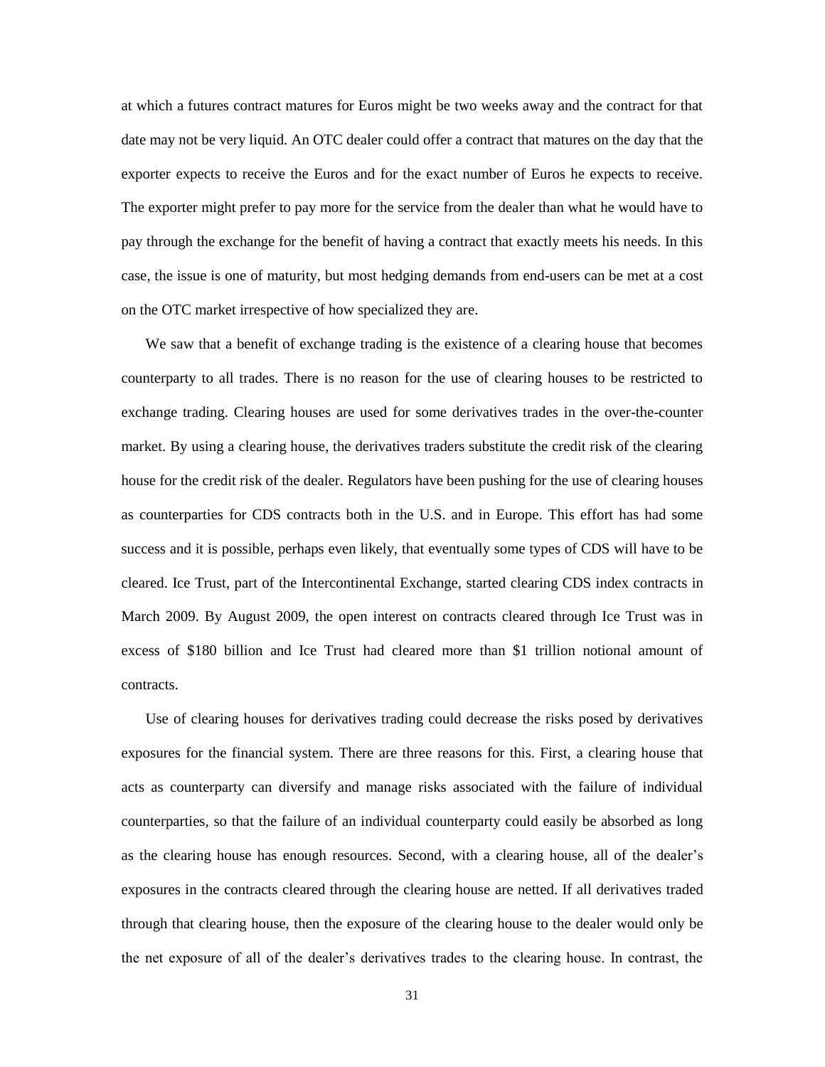at which a futures contract matures for Euros might be two weeks away and the contract for that date may not be very liquid. An OTC dealer could offer a contract that matures on the day that the exporter expects to receive the Euros and for the exact number of Euros he expects to receive. The exporter might prefer to pay more for the service from the dealer than what he would have to pay through the exchange for the benefit of having a contract that exactly meets his needs. In this case, the issue is one of maturity, but most hedging demands from end-users can be met at a cost on the OTC market irrespective of how specialized they are.

We saw that a benefit of exchange trading is the existence of a clearing house that becomes counterparty to all trades. There is no reason for the use of clearing houses to be restricted to exchange trading. Clearing houses are used for some derivatives trades in the over-the-counter market. By using a clearing house, the derivatives traders substitute the credit risk of the clearing house for the credit risk of the dealer. Regulators have been pushing for the use of clearing houses as counterparties for CDS contracts both in the U.S. and in Europe. This effort has had some success and it is possible, perhaps even likely, that eventually some types of CDS will have to be cleared. Ice Trust, part of the Intercontinental Exchange, started clearing CDS index contracts in March 2009. By August 2009, the open interest on contracts cleared through Ice Trust was in excess of $180 billion and Ice Trust had cleared more than $1 trillion notional amount of contracts.

Use of clearing houses for derivatives trading could decrease the risks posed by derivatives exposures for the financial system. There are three reasons for this. First, a clearing house that acts as counterparty can diversify and manage risks associated with the failure of individual counterparties, so that the failure of an individual counterparty could easily be absorbed as long as the clearing house has enough resources. Second, with a clearing house, all of the dealer's exposures in the contracts cleared through the clearing house are netted. If all derivatives traded through that clearing house, then the exposure of the clearing house to the dealer would only be the net exposure of all of the dealer's derivatives trades to the clearing house. In contrast, the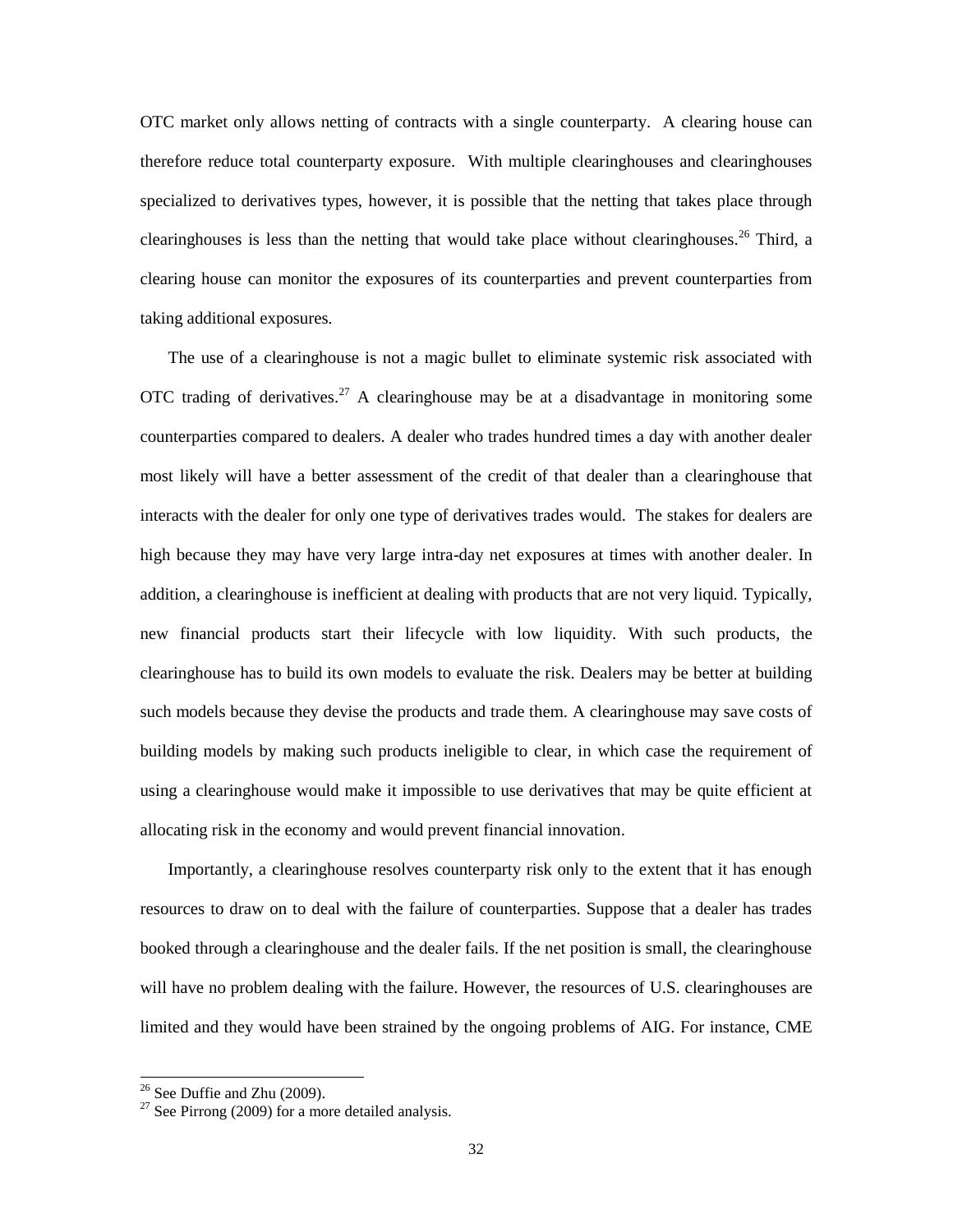OTC market only allows netting of contracts with a single counterparty. A clearing house can therefore reduce total counterparty exposure. With multiple clearinghouses and clearinghouses specialized to derivatives types, however, it is possible that the netting that takes place through clearinghouses is less than the netting that would take place without clearinghouses.[26] Third, a clearing house can monitor the exposures of its counterparties and prevent counterparties from taking additional exposures.

The use of a clearinghouse is not a magic bullet to eliminate systemic risk associated with OTC trading of derivatives.[27] A clearinghouse may be at a disadvantage in monitoring some counterparties compared to dealers. A dealer who trades hundred times a day with another dealer most likely will have a better assessment of the credit of that dealer than a clearinghouse that interacts with the dealer for only one type of derivatives trades would. The stakes for dealers are high because they may have very large intra-day net exposures at times with another dealer. In addition, a clearinghouse is inefficient at dealing with products that are not very liquid. Typically, new financial products start their lifecycle with low liquidity. With such products, the clearinghouse has to build its own models to evaluate the risk. Dealers may be better at building such models because they devise the products and trade them. A clearinghouse may save costs of building models by making such products ineligible to clear, in which case the requirement of using a clearinghouse would make it impossible to use derivatives that may be quite efficient at allocating risk in the economy and would prevent financial innovation.

Importantly, a clearinghouse resolves counterparty risk only to the extent that it has enough resources to draw on to deal with the failure of counterparties. Suppose that a dealer has trades booked through a clearinghouse and the dealer fails. If the net position is small, the clearinghouse will have no problem dealing with the failure. However, the resources of U.S. clearinghouses are limited and they would have been strained by the ongoing problems of AIG. For instance, CME

[26] See Duffie and Zhu (2009).

[27] See Pirrong (2009) for a more detailed analysis.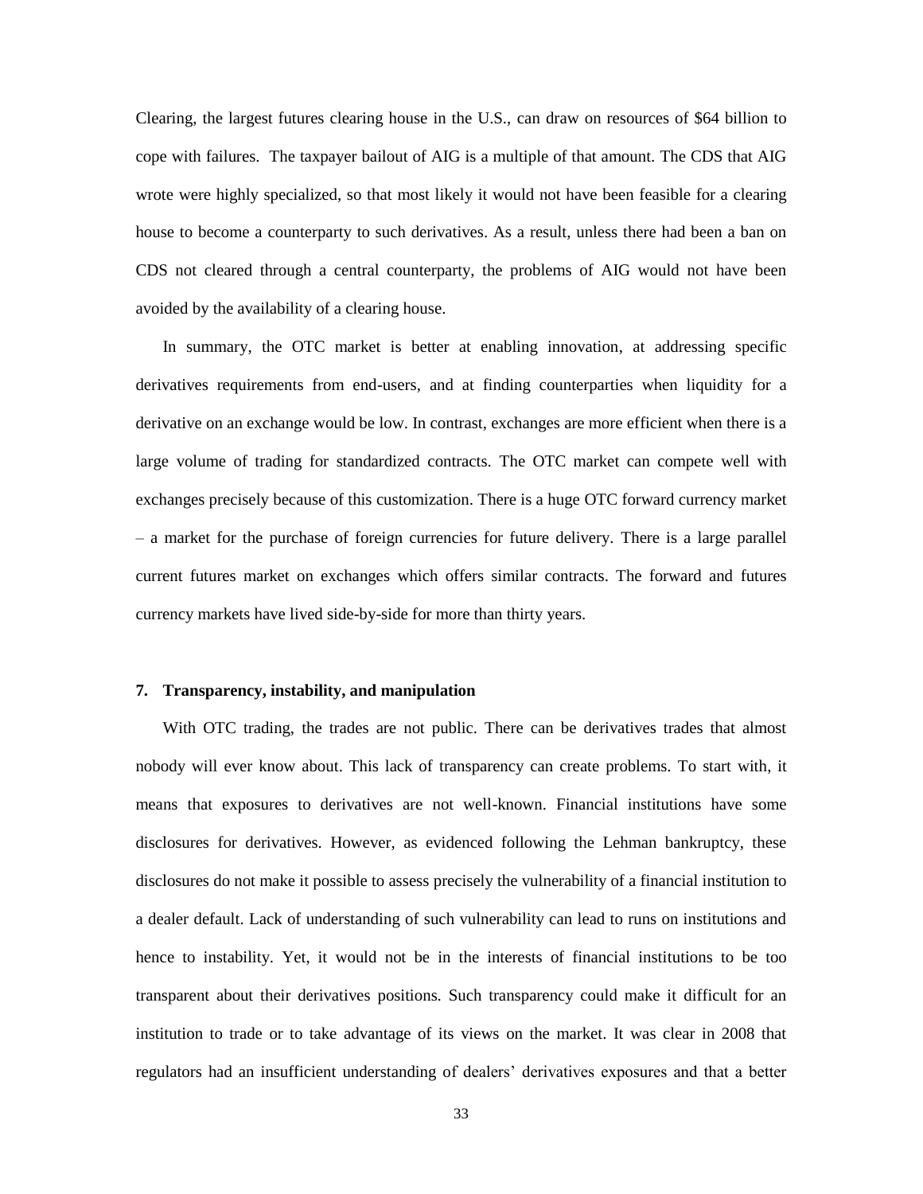Clearing, the largest futures clearing house in the U.S., can draw on resources of $64 billion to cope with failures. The taxpayer bailout of AIG is a multiple of that amount. The CDS that AIG wrote were highly specialized, so that most likely it would not have been feasible for a clearing house to become a counterparty to such derivatives. As a result, unless there had been a ban on CDS not cleared through a central counterparty, the problems of AIG would not have been avoided by the availability of a clearing house.

In summary, the OTC market is better at enabling innovation, at addressing specific derivatives requirements from end-users, and at finding counterparties when liquidity for a derivative on an exchange would be low. In contrast, exchanges are more efficient when there is a large volume of trading for standardized contracts. The OTC market can compete well with exchanges precisely because of this customization. There is a huge OTC forward currency market – a market for the purchase of foreign currencies for future delivery. There is a large parallel current futures market on exchanges which offers similar contracts. The forward and futures currency markets have lived side-by-side for more than thirty years.

## 7. Transparency, instability, and manipulation

With OTC trading, the trades are not public. There can be derivatives trades that almost nobody will ever know about. This lack of transparency can create problems. To start with, it means that exposures to derivatives are not well-known. Financial institutions have some disclosures for derivatives. However, as evidenced following the Lehman bankruptcy, these disclosures do not make it possible to assess precisely the vulnerability of a financial institution to a dealer default. Lack of understanding of such vulnerability can lead to runs on institutions and hence to instability. Yet, it would not be in the interests of financial institutions to be too transparent about their derivatives positions. Such transparency could make it difficult for an institution to trade or to take advantage of its views on the market. It was clear in 2008 that regulators had an insufficient understanding of dealers' derivatives exposures and that a better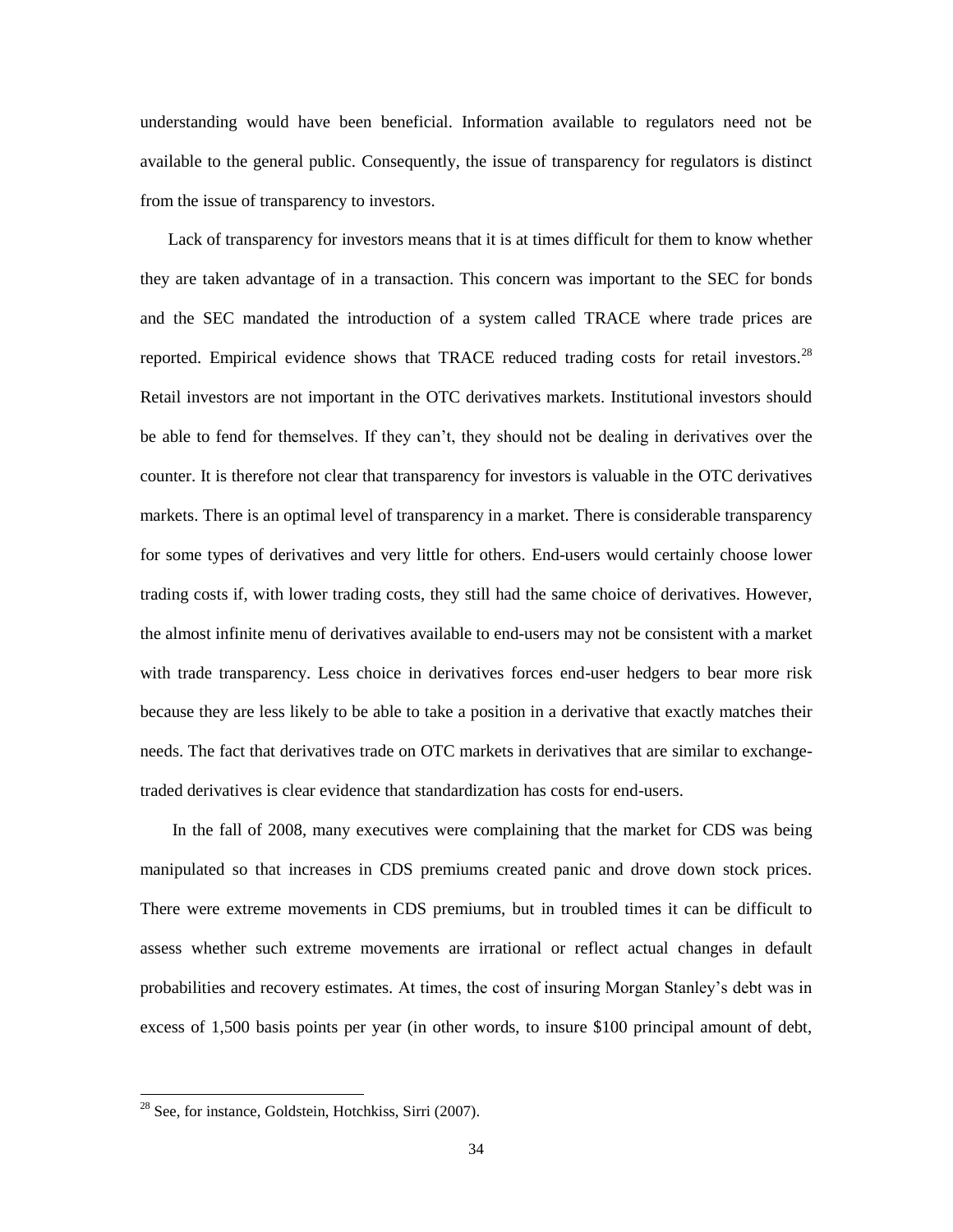understanding would have been beneficial. Information available to regulators need not be available to the general public. Consequently, the issue of transparency for regulators is distinct from the issue of transparency to investors.

Lack of transparency for investors means that it is at times difficult for them to know whether they are taken advantage of in a transaction. This concern was important to the SEC for bonds and the SEC mandated the introduction of a system called TRACE where trade prices are reported. Empirical evidence shows that TRACE reduced trading costs for retail investors.[28] Retail investors are not important in the OTC derivatives markets. Institutional investors should be able to fend for themselves. If they can't, they should not be dealing in derivatives over the counter. It is therefore not clear that transparency for investors is valuable in the OTC derivatives markets. There is an optimal level of transparency in a market. There is considerable transparency for some types of derivatives and very little for others. End-users would certainly choose lower trading costs if, with lower trading costs, they still had the same choice of derivatives. However, the almost infinite menu of derivatives available to end-users may not be consistent with a market with trade transparency. Less choice in derivatives forces end-user hedgers to bear more risk because they are less likely to be able to take a position in a derivative that exactly matches their needs. The fact that derivatives trade on OTC markets in derivatives that are similar to exchange-traded derivatives is clear evidence that standardization has costs for end-users.

In the fall of 2008, many executives were complaining that the market for CDS was being manipulated so that increases in CDS premiums created panic and drove down stock prices. There were extreme movements in CDS premiums, but in troubled times it can be difficult to assess whether such extreme movements are irrational or reflect actual changes in default probabilities and recovery estimates. At times, the cost of insuring Morgan Stanley's debt was in excess of 1,500 basis points per year (in other words, to insure $100 principal amount of debt,

[28] See, for instance, Goldstein, Hotchkiss, Sirri (2007).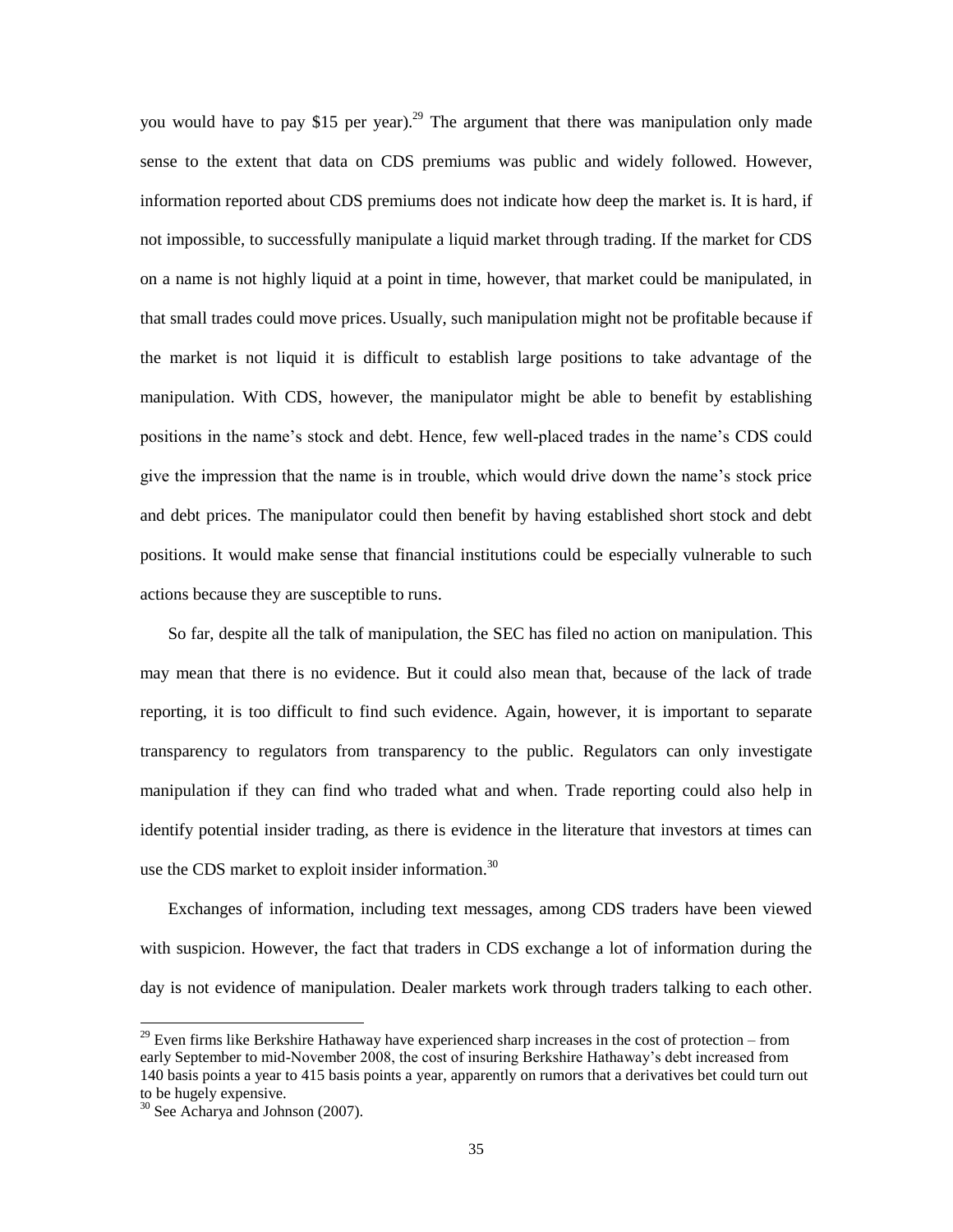you would have to pay $15 per year).[29] The argument that there was manipulation only made sense to the extent that data on CDS premiums was public and widely followed. However, information reported about CDS premiums does not indicate how deep the market is. It is hard, if not impossible, to successfully manipulate a liquid market through trading. If the market for CDS on a name is not highly liquid at a point in time, however, that market could be manipulated, in that small trades could move prices. Usually, such manipulation might not be profitable because if the market is not liquid it is difficult to establish large positions to take advantage of the manipulation. With CDS, however, the manipulator might be able to benefit by establishing positions in the name's stock and debt. Hence, few well-placed trades in the name's CDS could give the impression that the name is in trouble, which would drive down the name's stock price and debt prices. The manipulator could then benefit by having established short stock and debt positions. It would make sense that financial institutions could be especially vulnerable to such actions because they are susceptible to runs.

So far, despite all the talk of manipulation, the SEC has filed no action on manipulation. This may mean that there is no evidence. But it could also mean that, because of the lack of trade reporting, it is too difficult to find such evidence. Again, however, it is important to separate transparency to regulators from transparency to the public. Regulators can only investigate manipulation if they can find who traded what and when. Trade reporting could also help in identify potential insider trading, as there is evidence in the literature that investors at times can use the CDS market to exploit insider information.[30]

Exchanges of information, including text messages, among CDS traders have been viewed with suspicion. However, the fact that traders in CDS exchange a lot of information during the day is not evidence of manipulation. Dealer markets work through traders talking to each other.

---

[29] Even firms like Berkshire Hathaway have experienced sharp increases in the cost of protection – from early September to mid-November 2008, the cost of insuring Berkshire Hathaway's debt increased from 140 basis points a year to 415 basis points a year, apparently on rumors that a derivatives bet could turn out to be hugely expensive.

[30] See Acharya and Johnson (2007).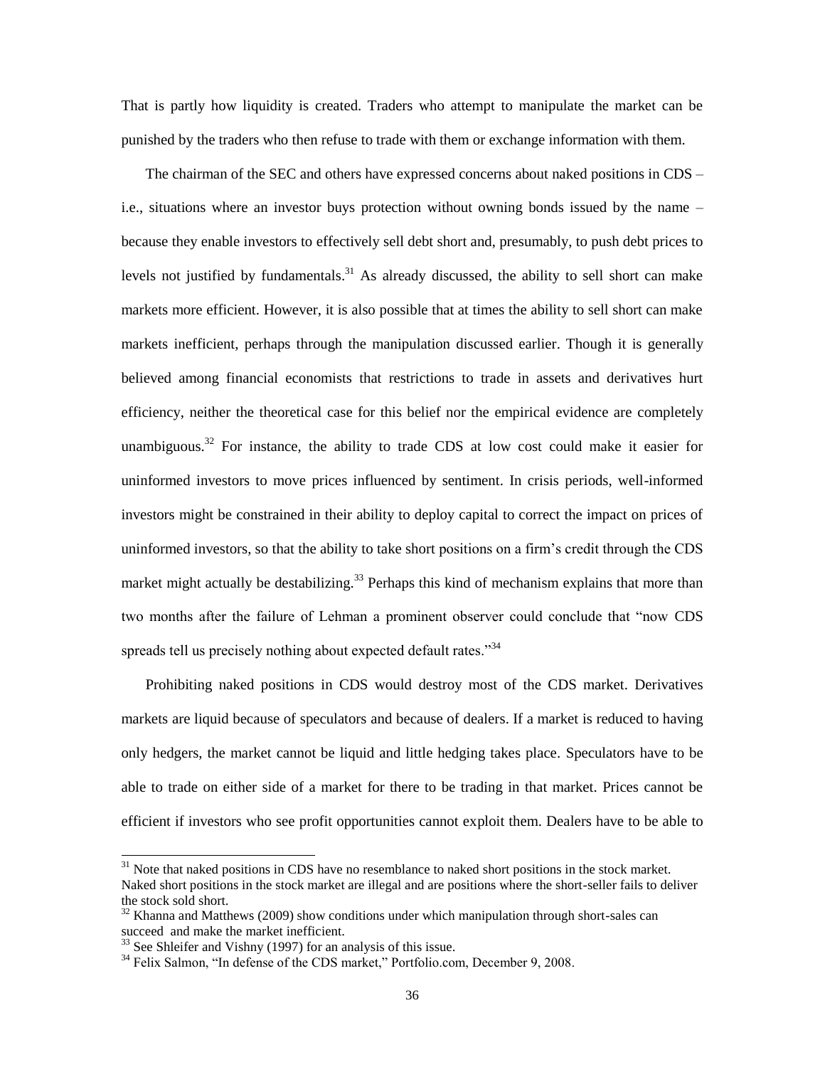That is partly how liquidity is created. Traders who attempt to manipulate the market can be punished by the traders who then refuse to trade with them or exchange information with them.

The chairman of the SEC and others have expressed concerns about naked positions in CDS – i.e., situations where an investor buys protection without owning bonds issued by the name – because they enable investors to effectively sell debt short and, presumably, to push debt prices to levels not justified by fundamentals.[31] As already discussed, the ability to sell short can make markets more efficient. However, it is also possible that at times the ability to sell short can make markets inefficient, perhaps through the manipulation discussed earlier. Though it is generally believed among financial economists that restrictions to trade in assets and derivatives hurt efficiency, neither the theoretical case for this belief nor the empirical evidence are completely unambiguous.[32] For instance, the ability to trade CDS at low cost could make it easier for uninformed investors to move prices influenced by sentiment. In crisis periods, well-informed investors might be constrained in their ability to deploy capital to correct the impact on prices of uninformed investors, so that the ability to take short positions on a firm's credit through the CDS market might actually be destabilizing.[33] Perhaps this kind of mechanism explains that more than two months after the failure of Lehman a prominent observer could conclude that "now CDS spreads tell us precisely nothing about expected default rates."[34]

Prohibiting naked positions in CDS would destroy most of the CDS market. Derivatives markets are liquid because of speculators and because of dealers. If a market is reduced to having only hedgers, the market cannot be liquid and little hedging takes place. Speculators have to be able to trade on either side of a market for there to be trading in that market. Prices cannot be efficient if investors who see profit opportunities cannot exploit them. Dealers have to be able to

---

[31] Note that naked positions in CDS have no resemblance to naked short positions in the stock market. Naked short positions in the stock market are illegal and are positions where the short-seller fails to deliver the stock sold short.

[32] Khanna and Matthews (2009) show conditions under which manipulation through short-sales can succeed and make the market inefficient.

[33] See Shleifer and Vishny (1997) for an analysis of this issue.

[34] Felix Salmon, "In defense of the CDS market," Portfolio.com, December 9, 2008.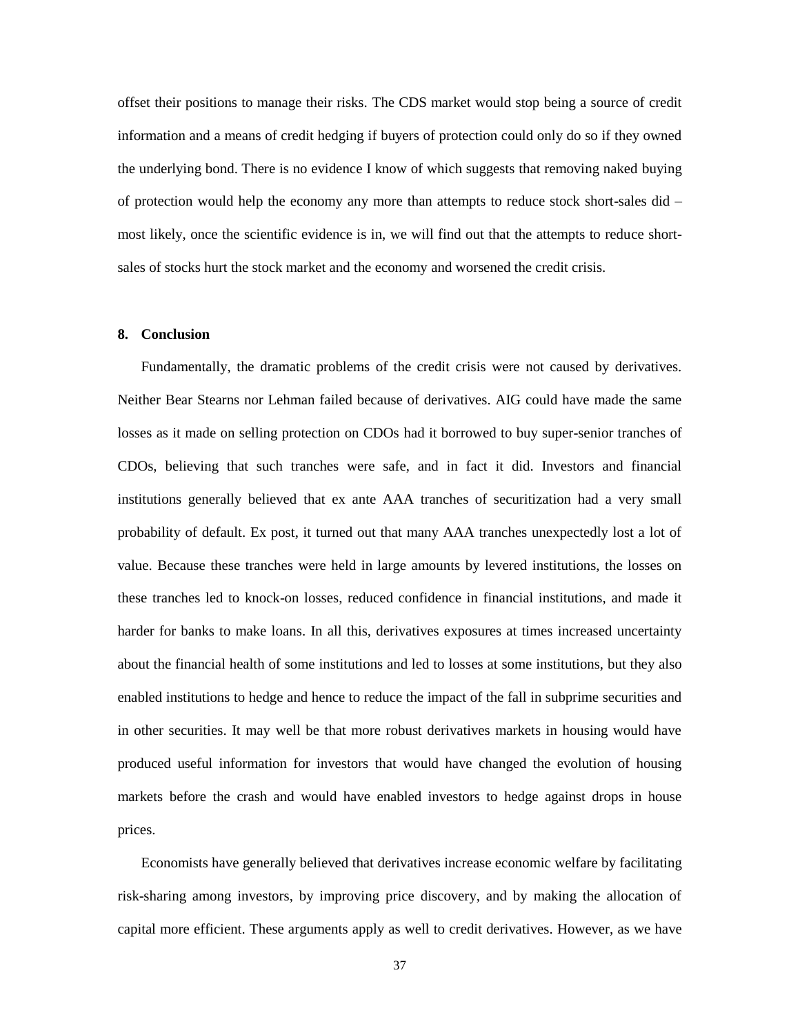offset their positions to manage their risks. The CDS market would stop being a source of credit information and a means of credit hedging if buyers of protection could only do so if they owned the underlying bond. There is no evidence I know of which suggests that removing naked buying of protection would help the economy any more than attempts to reduce stock short-sales did – most likely, once the scientific evidence is in, we will find out that the attempts to reduce short-sales of stocks hurt the stock market and the economy and worsened the credit crisis.

## 8. Conclusion

Fundamentally, the dramatic problems of the credit crisis were not caused by derivatives. Neither Bear Stearns nor Lehman failed because of derivatives. AIG could have made the same losses as it made on selling protection on CDOs had it borrowed to buy super-senior tranches of CDOs, believing that such tranches were safe, and in fact it did. Investors and financial institutions generally believed that ex ante AAA tranches of securitization had a very small probability of default. Ex post, it turned out that many AAA tranches unexpectedly lost a lot of value. Because these tranches were held in large amounts by levered institutions, the losses on these tranches led to knock-on losses, reduced confidence in financial institutions, and made it harder for banks to make loans. In all this, derivatives exposures at times increased uncertainty about the financial health of some institutions and led to losses at some institutions, but they also enabled institutions to hedge and hence to reduce the impact of the fall in subprime securities and in other securities. It may well be that more robust derivatives markets in housing would have produced useful information for investors that would have changed the evolution of housing markets before the crash and would have enabled investors to hedge against drops in house prices.

Economists have generally believed that derivatives increase economic welfare by facilitating risk-sharing among investors, by improving price discovery, and by making the allocation of capital more efficient. These arguments apply as well to credit derivatives. However, as we have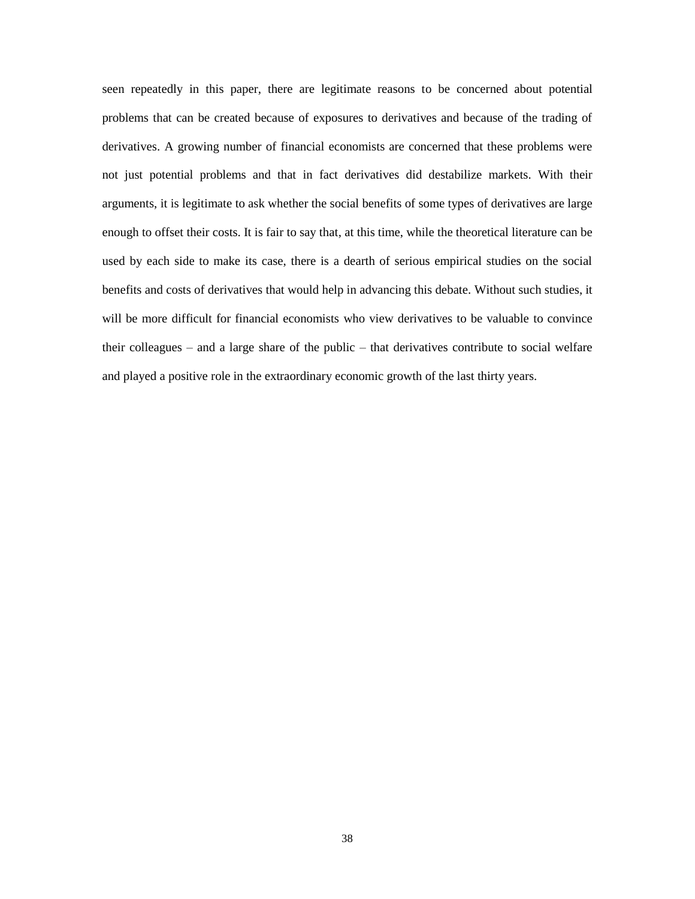seen repeatedly in this paper, there are legitimate reasons to be concerned about potential problems that can be created because of exposures to derivatives and because of the trading of derivatives. A growing number of financial economists are concerned that these problems were not just potential problems and that in fact derivatives did destabilize markets. With their arguments, it is legitimate to ask whether the social benefits of some types of derivatives are large enough to offset their costs. It is fair to say that, at this time, while the theoretical literature can be used by each side to make its case, there is a dearth of serious empirical studies on the social benefits and costs of derivatives that would help in advancing this debate. Without such studies, it will be more difficult for financial economists who view derivatives to be valuable to convince their colleagues – and a large share of the public – that derivatives contribute to social welfare and played a positive role in the extraordinary economic growth of the last thirty years.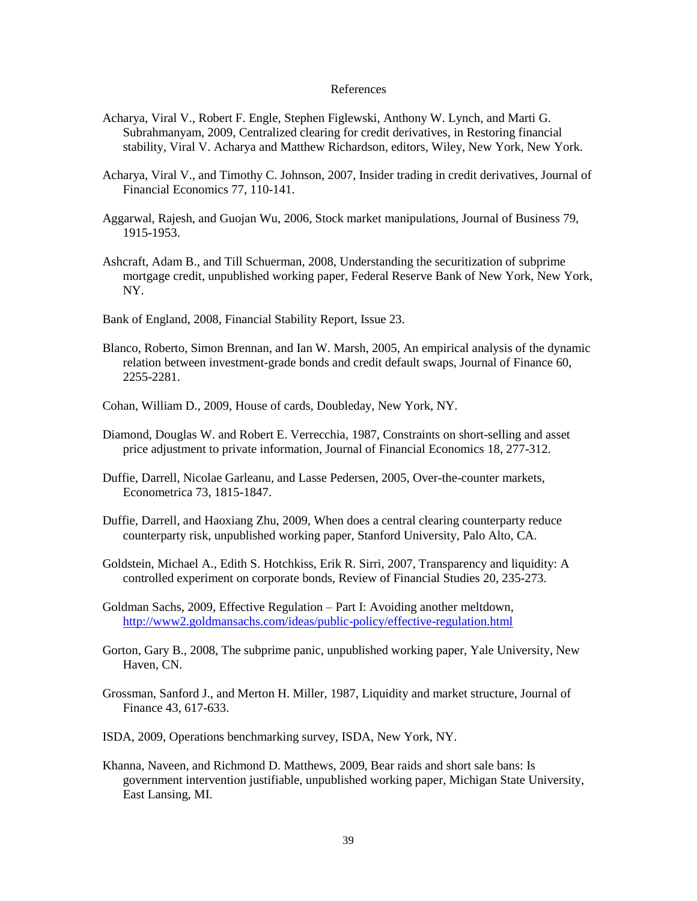# References

Acharya, Viral V., Robert F. Engle, Stephen Figlewski, Anthony W. Lynch, and Marti G. Subrahmanyam, 2009, Centralized clearing for credit derivatives, in Restoring financial stability, Viral V. Acharya and Matthew Richardson, editors, Wiley, New York, New York.

Acharya, Viral V., and Timothy C. Johnson, 2007, Insider trading in credit derivatives, Journal of Financial Economics 77, 110-141.

Aggarwal, Rajesh, and Guojan Wu, 2006, Stock market manipulations, Journal of Business 79, 1915-1953.

Ashcraft, Adam B., and Till Schuerman, 2008, Understanding the securitization of subprime mortgage credit, unpublished working paper, Federal Reserve Bank of New York, New York, NY.

Bank of England, 2008, Financial Stability Report, Issue 23.

Blanco, Roberto, Simon Brennan, and Ian W. Marsh, 2005, An empirical analysis of the dynamic relation between investment-grade bonds and credit default swaps, Journal of Finance 60, 2255-2281.

Cohan, William D., 2009, House of cards, Doubleday, New York, NY.

Diamond, Douglas W. and Robert E. Verrecchia, 1987, Constraints on short-selling and asset price adjustment to private information, Journal of Financial Economics 18, 277-312.

Duffie, Darrell, Nicolae Garleanu, and Lasse Pedersen, 2005, Over-the-counter markets, Econometrica 73, 1815-1847.

Duffie, Darrell, and Haoxiang Zhu, 2009, When does a central clearing counterparty reduce counterparty risk, unpublished working paper, Stanford University, Palo Alto, CA.

Goldstein, Michael A., Edith S. Hotchkiss, Erik R. Sirri, 2007, Transparency and liquidity: A controlled experiment on corporate bonds, Review of Financial Studies 20, 235-273.

Goldman Sachs, 2009, Effective Regulation – Part I: Avoiding another meltdown, http://www2.goldmansachs.com/ideas/public-policy/effective-regulation.html

Gorton, Gary B., 2008, The subprime panic, unpublished working paper, Yale University, New Haven, CN.

Grossman, Sanford J., and Merton H. Miller, 1987, Liquidity and market structure, Journal of Finance 43, 617-633.

ISDA, 2009, Operations benchmarking survey, ISDA, New York, NY.

Khanna, Naveen, and Richmond D. Matthews, 2009, Bear raids and short sale bans: Is government intervention justifiable, unpublished working paper, Michigan State University, East Lansing, MI.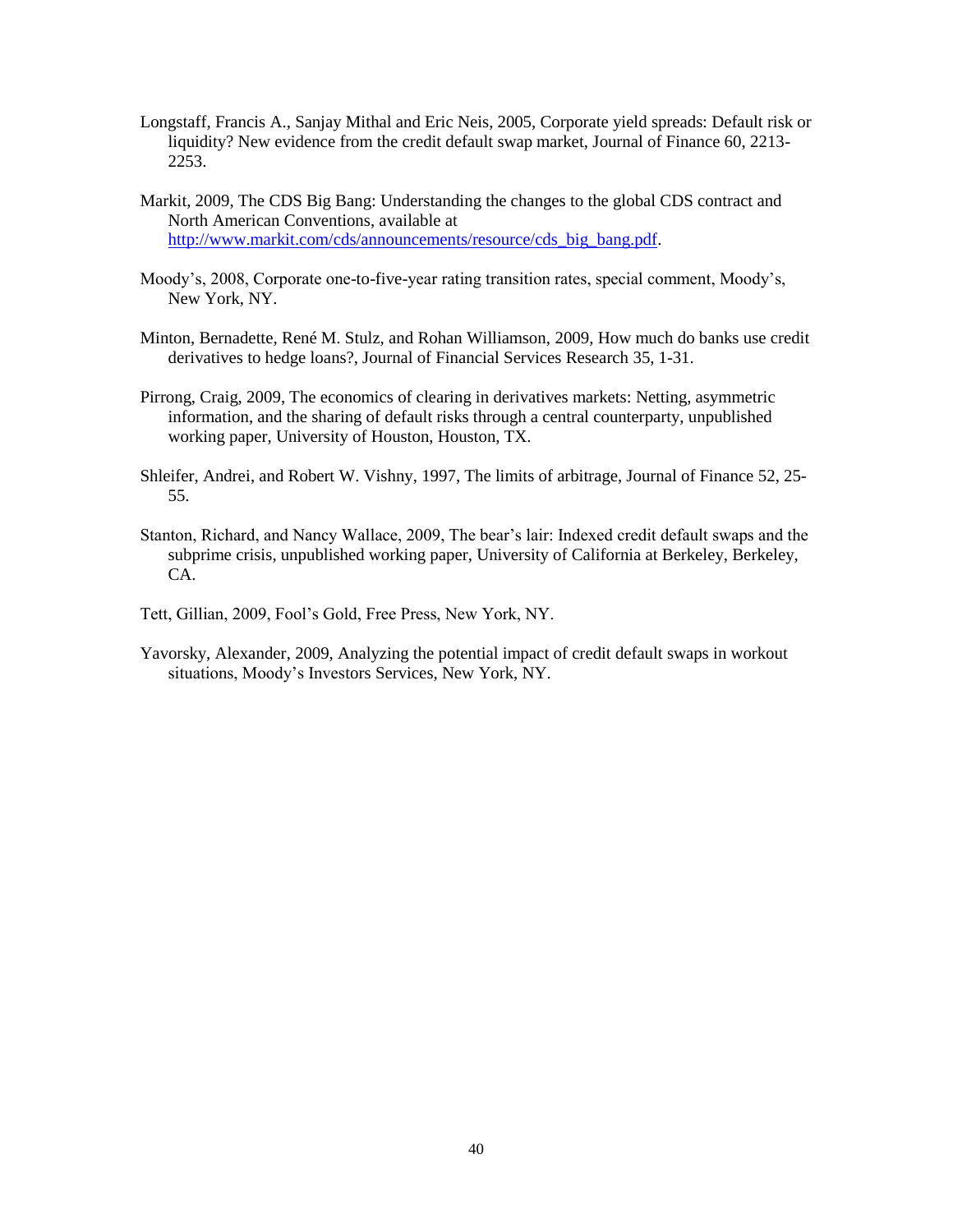Longstaff, Francis A., Sanjay Mithal and Eric Neis, 2005, Corporate yield spreads: Default risk or liquidity? New evidence from the credit default swap market, Journal of Finance 60, 2213-2253.

Markit, 2009, The CDS Big Bang: Understanding the changes to the global CDS contract and North American Conventions, available at http://www.markit.com/cds/announcements/resource/cds_big_bang.pdf.

Moody's, 2008, Corporate one-to-five-year rating transition rates, special comment, Moody's, New York, NY.

Minton, Bernadette, René M. Stulz, and Rohan Williamson, 2009, How much do banks use credit derivatives to hedge loans?, Journal of Financial Services Research 35, 1-31.

Pirrong, Craig, 2009, The economics of clearing in derivatives markets: Netting, asymmetric information, and the sharing of default risks through a central counterparty, unpublished working paper, University of Houston, Houston, TX.

Shleifer, Andrei, and Robert W. Vishny, 1997, The limits of arbitrage, Journal of Finance 52, 25-55.

Stanton, Richard, and Nancy Wallace, 2009, The bear's lair: Indexed credit default swaps and the subprime crisis, unpublished working paper, University of California at Berkeley, Berkeley, CA.

Tett, Gillian, 2009, Fool's Gold, Free Press, New York, NY.

Yavorsky, Alexander, 2009, Analyzing the potential impact of credit default swaps in workout situations, Moody's Investors Services, New York, NY.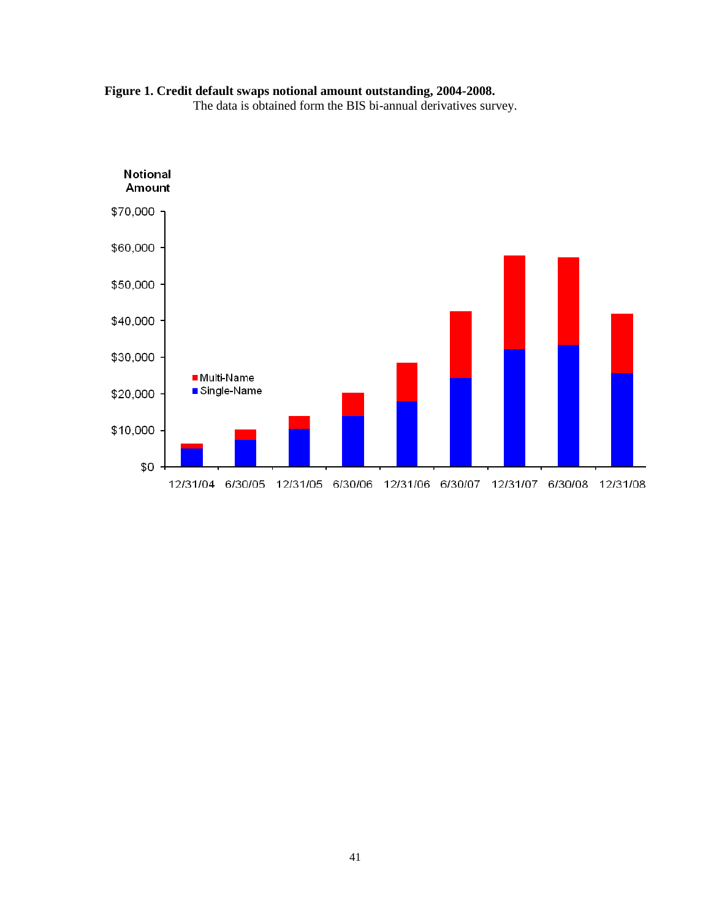**Figure 1. Credit default swaps notional amount outstanding, 2004-2008.**
The data is obtained form the BIS bi-annual derivatives survey.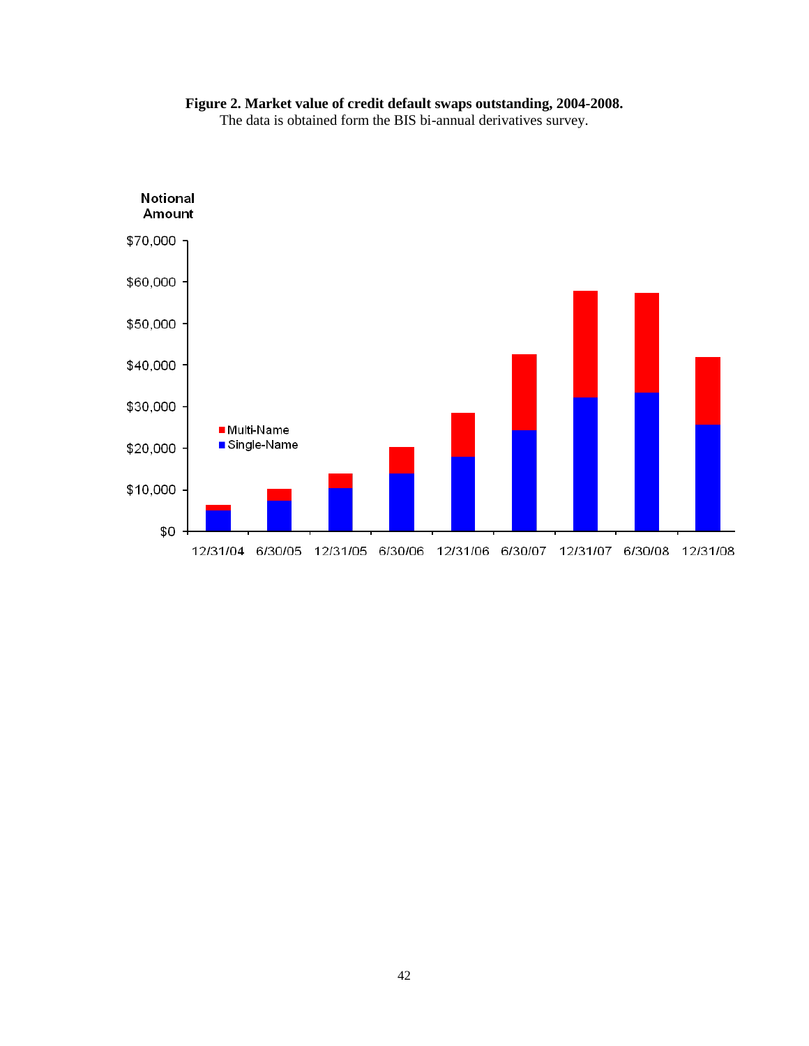**Figure 2. Market value of credit default swaps outstanding, 2004-2008.**
The data is obtained form the BIS bi-annual derivatives survey.

Notional Amount

$70,000
$60,000
$50,000
$40,000
$30,000
$20,000
$10,000
$0

Multi-Name
Single-Name

12/31/04 6/30/05 12/31/05 6/30/06 12/31/06 6/30/07 12/31/07 6/30/08 12/31/08